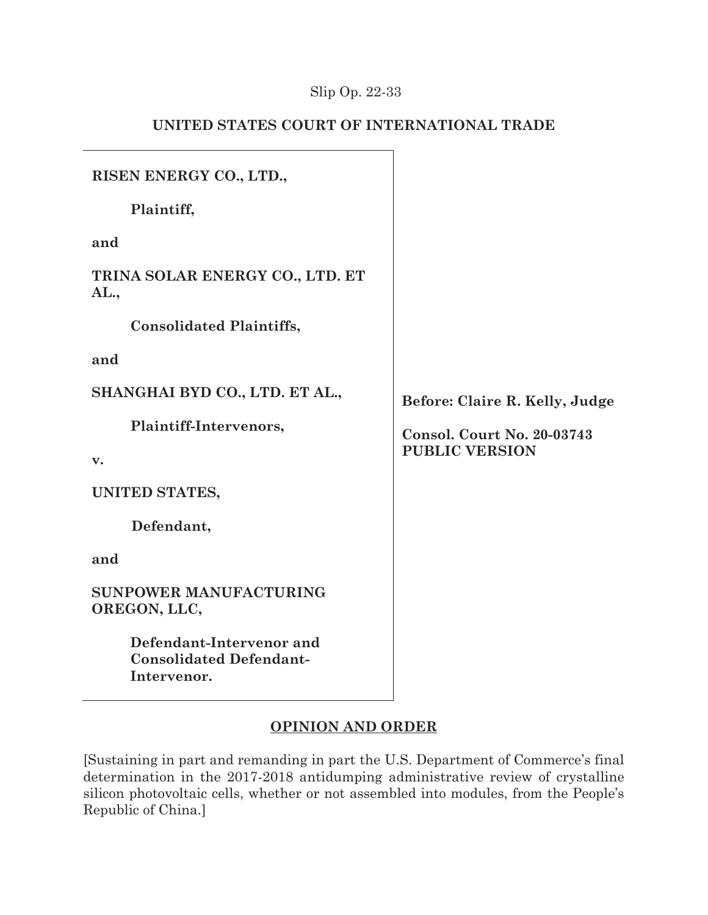Slip Op. 22-33

UNITED STATES COURT OF INTERNATIONAL TRADE

**RISEN ENERGY CO., LTD.,**

**Plaintiff,**

**and**

**TRINA SOLAR ENERGY CO., LTD. ET AL.,**

**Consolidated Plaintiffs,**

**and**

**SHANGHAI BYD CO., LTD. ET AL.,**

**Plaintiff-Intervenors,**

**v.**

**UNITED STATES,**

**Defendant,**

**and**

**SUNPOWER MANUFACTURING OREGON, LLC,**

**Defendant-Intervenor and Consolidated Defendant-Intervenor.**

**Before: Claire R. Kelly, Judge**

**Consol. Court No. 20-03743**
**PUBLIC VERSION**

**OPINION AND ORDER**

[Sustaining in part and remanding in part the U.S. Department of Commerce's final determination in the 2017-2018 antidumping administrative review of crystalline silicon photovoltaic cells, whether or not assembled into modules, from the People's Republic of China.]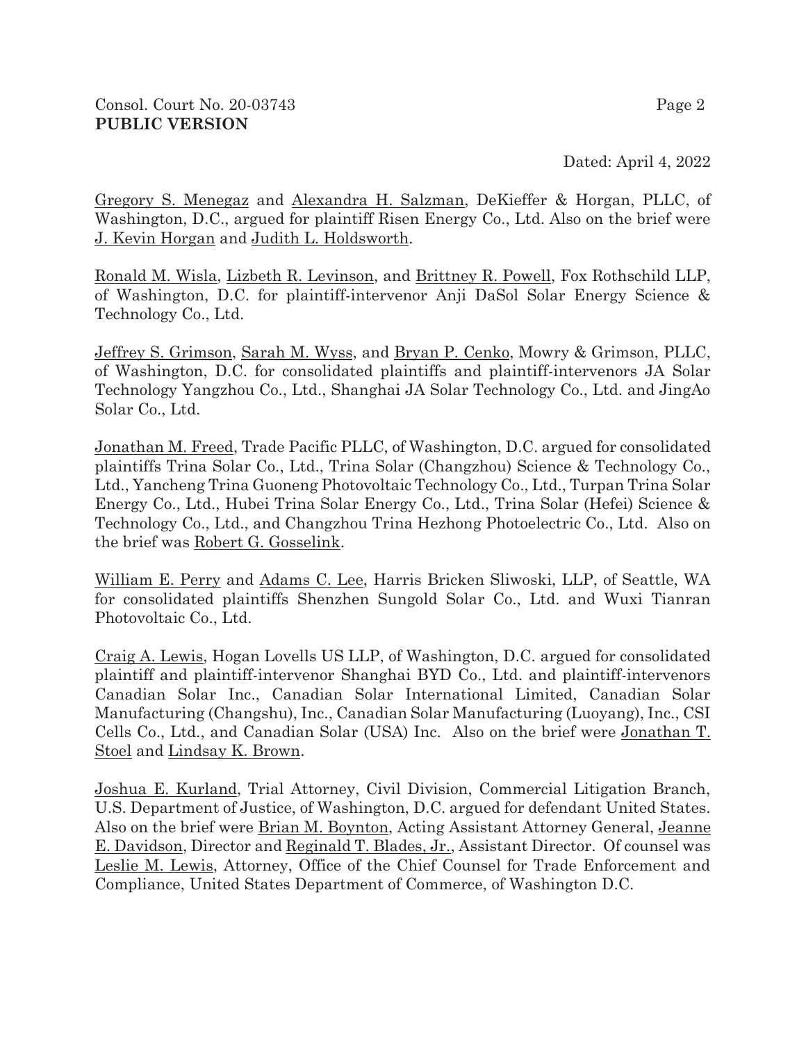Consol. Court No. 20-03743
**PUBLIC VERSION**

Dated: April 4, 2022

Gregory S. Menegaz and Alexandra H. Salzman, DeKieffer & Horgan, PLLC, of Washington, D.C., argued for plaintiff Risen Energy Co., Ltd. Also on the brief were J. Kevin Horgan and Judith L. Holdsworth.

Ronald M. Wisla, Lizbeth R. Levinson, and Brittney R. Powell, Fox Rothschild LLP, of Washington, D.C. for plaintiff-intervenor Anji DaSol Solar Energy Science & Technology Co., Ltd.

Jeffrey S. Grimson, Sarah M. Wyss, and Bryan P. Cenko, Mowry & Grimson, PLLC, of Washington, D.C. for consolidated plaintiffs and plaintiff-intervenors JA Solar Technology Yangzhou Co., Ltd., Shanghai JA Solar Technology Co., Ltd. and JingAo Solar Co., Ltd.

Jonathan M. Freed, Trade Pacific PLLC, of Washington, D.C. argued for consolidated plaintiffs Trina Solar Co., Ltd., Trina Solar (Changzhou) Science & Technology Co., Ltd., Yancheng Trina Guoneng Photovoltaic Technology Co., Ltd., Turpan Trina Solar Energy Co., Ltd., Hubei Trina Solar Energy Co., Ltd., Trina Solar (Hefei) Science & Technology Co., Ltd., and Changzhou Trina Hezhong Photoelectric Co., Ltd. Also on the brief was Robert G. Gosselink.

William E. Perry and Adams C. Lee, Harris Bricken Sliwoski, LLP, of Seattle, WA for consolidated plaintiffs Shenzhen Sungold Solar Co., Ltd. and Wuxi Tianran Photovoltaic Co., Ltd.

Craig A. Lewis, Hogan Lovells US LLP, of Washington, D.C. argued for consolidated plaintiff and plaintiff-intervenor Shanghai BYD Co., Ltd. and plaintiff-intervenors Canadian Solar Inc., Canadian Solar International Limited, Canadian Solar Manufacturing (Changshu), Inc., Canadian Solar Manufacturing (Luoyang), Inc., CSI Cells Co., Ltd., and Canadian Solar (USA) Inc. Also on the brief were Jonathan T. Stoel and Lindsay K. Brown.

Joshua E. Kurland, Trial Attorney, Civil Division, Commercial Litigation Branch, U.S. Department of Justice, of Washington, D.C. argued for defendant United States. Also on the brief were Brian M. Boynton, Acting Assistant Attorney General, Jeanne E. Davidson, Director and Reginald T. Blades, Jr., Assistant Director. Of counsel was Leslie M. Lewis, Attorney, Office of the Chief Counsel for Trade Enforcement and Compliance, United States Department of Commerce, of Washington D.C.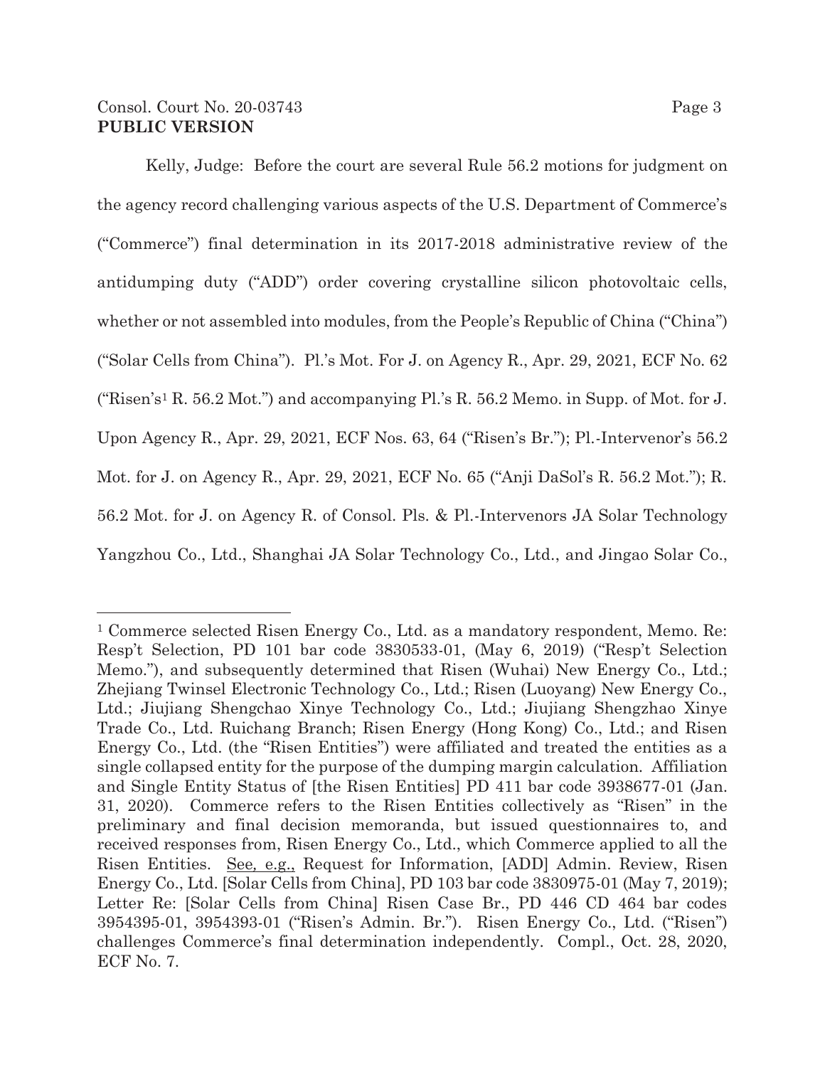Kelly, Judge: Before the court are several Rule 56.2 motions for judgment on the agency record challenging various aspects of the U.S. Department of Commerce's ("Commerce") final determination in its 2017-2018 administrative review of the antidumping duty ("ADD") order covering crystalline silicon photovoltaic cells, whether or not assembled into modules, from the People's Republic of China ("China") ("Solar Cells from China"). Pl.'s Mot. For J. on Agency R., Apr. 29, 2021, ECF No. 62 ("Risen's[1] R. 56.2 Mot.") and accompanying Pl.'s R. 56.2 Memo. in Supp. of Mot. for J. Upon Agency R., Apr. 29, 2021, ECF Nos. 63, 64 ("Risen's Br."); Pl.-Intervenor's 56.2 Mot. for J. on Agency R., Apr. 29, 2021, ECF No. 65 ("Anji DaSol's R. 56.2 Mot."); R. 56.2 Mot. for J. on Agency R. of Consol. Pls. & Pl.-Intervenors JA Solar Technology Yangzhou Co., Ltd., Shanghai JA Solar Technology Co., Ltd., and Jingao Solar Co.,

---

[1] Commerce selected Risen Energy Co., Ltd. as a mandatory respondent, Memo. Re: Resp't Selection, PD 101 bar code 3830533-01, (May 6, 2019) ("Resp't Selection Memo."), and subsequently determined that Risen (Wuhai) New Energy Co., Ltd.; Zhejiang Twinsel Electronic Technology Co., Ltd.; Risen (Luoyang) New Energy Co., Ltd.; Jiujiang Shengchao Xinye Technology Co., Ltd.; Jiujiang Shengzhao Xinye Trade Co., Ltd. Ruichang Branch; Risen Energy (Hong Kong) Co., Ltd.; and Risen Energy Co., Ltd. (the "Risen Entities") were affiliated and treated the entities as a single collapsed entity for the purpose of the dumping margin calculation. Affiliation and Single Entity Status of [the Risen Entities] PD 411 bar code 3938677-01 (Jan. 31, 2020). Commerce refers to the Risen Entities collectively as "Risen" in the preliminary and final decision memoranda, but issued questionnaires to, and received responses from, Risen Energy Co., Ltd., which Commerce applied to all the Risen Entities. See, e.g., Request for Information, [ADD] Admin. Review, Risen Energy Co., Ltd. [Solar Cells from China], PD 103 bar code 3830975-01 (May 7, 2019); Letter Re: [Solar Cells from China] Risen Case Br., PD 446 CD 464 bar codes 3954395-01, 3954393-01 ("Risen's Admin. Br."). Risen Energy Co., Ltd. ("Risen") challenges Commerce's final determination independently. Compl., Oct. 28, 2020, ECF No. 7.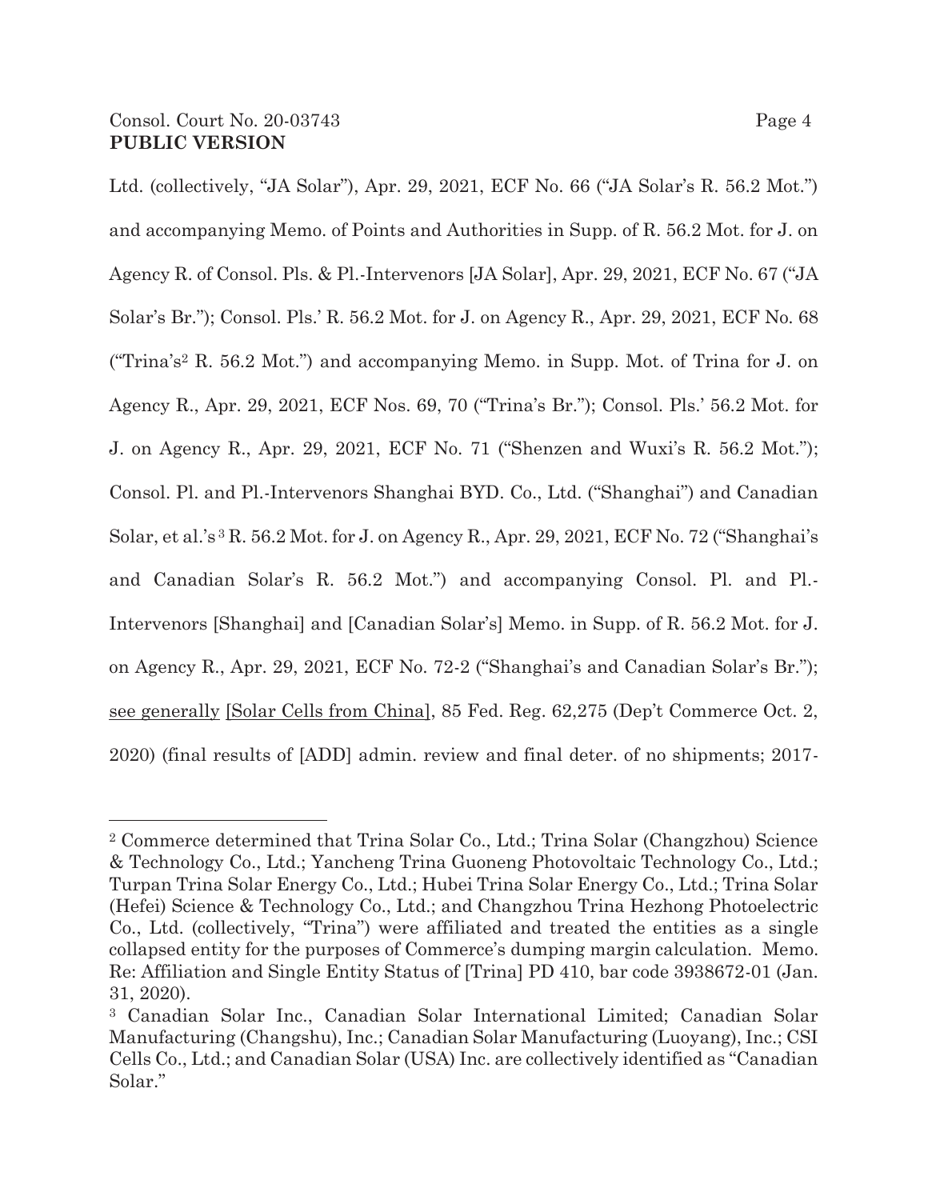Ltd. (collectively, "JA Solar"), Apr. 29, 2021, ECF No. 66 ("JA Solar's R. 56.2 Mot.") and accompanying Memo. of Points and Authorities in Supp. of R. 56.2 Mot. for J. on Agency R. of Consol. Pls. & Pl.-Intervenors [JA Solar], Apr. 29, 2021, ECF No. 67 ("JA Solar's Br."); Consol. Pls.' R. 56.2 Mot. for J. on Agency R., Apr. 29, 2021, ECF No. 68 ("Trina's[2] R. 56.2 Mot.") and accompanying Memo. in Supp. Mot. of Trina for J. on Agency R., Apr. 29, 2021, ECF Nos. 69, 70 ("Trina's Br."); Consol. Pls.' 56.2 Mot. for J. on Agency R., Apr. 29, 2021, ECF No. 71 ("Shenzen and Wuxi's R. 56.2 Mot."); Consol. Pl. and Pl.-Intervenors Shanghai BYD. Co., Ltd. ("Shanghai") and Canadian Solar, et al.'s[3] R. 56.2 Mot. for J. on Agency R., Apr. 29, 2021, ECF No. 72 ("Shanghai's and Canadian Solar's R. 56.2 Mot.") and accompanying Consol. Pl. and Pl.-Intervenors [Shanghai] and [Canadian Solar's] Memo. in Supp. of R. 56.2 Mot. for J. on Agency R., Apr. 29, 2021, ECF No. 72-2 ("Shanghai's and Canadian Solar's Br."); see generally [Solar Cells from China], 85 Fed. Reg. 62,275 (Dep't Commerce Oct. 2, 2020) (final results of [ADD] admin. review and final deter. of no shipments; 2017-

---

[2] Commerce determined that Trina Solar Co., Ltd.; Trina Solar (Changzhou) Science & Technology Co., Ltd.; Yancheng Trina Guoneng Photovoltaic Technology Co., Ltd.; Turpan Trina Solar Energy Co., Ltd.; Hubei Trina Solar Energy Co., Ltd.; Trina Solar (Hefei) Science & Technology Co., Ltd.; and Changzhou Trina Hezhong Photoelectric Co., Ltd. (collectively, "Trina") were affiliated and treated the entities as a single collapsed entity for the purposes of Commerce's dumping margin calculation. Memo. Re: Affiliation and Single Entity Status of [Trina] PD 410, bar code 3938672-01 (Jan. 31, 2020).

[3] Canadian Solar Inc., Canadian Solar International Limited; Canadian Solar Manufacturing (Changshu), Inc.; Canadian Solar Manufacturing (Luoyang), Inc.; CSI Cells Co., Ltd.; and Canadian Solar (USA) Inc. are collectively identified as "Canadian Solar."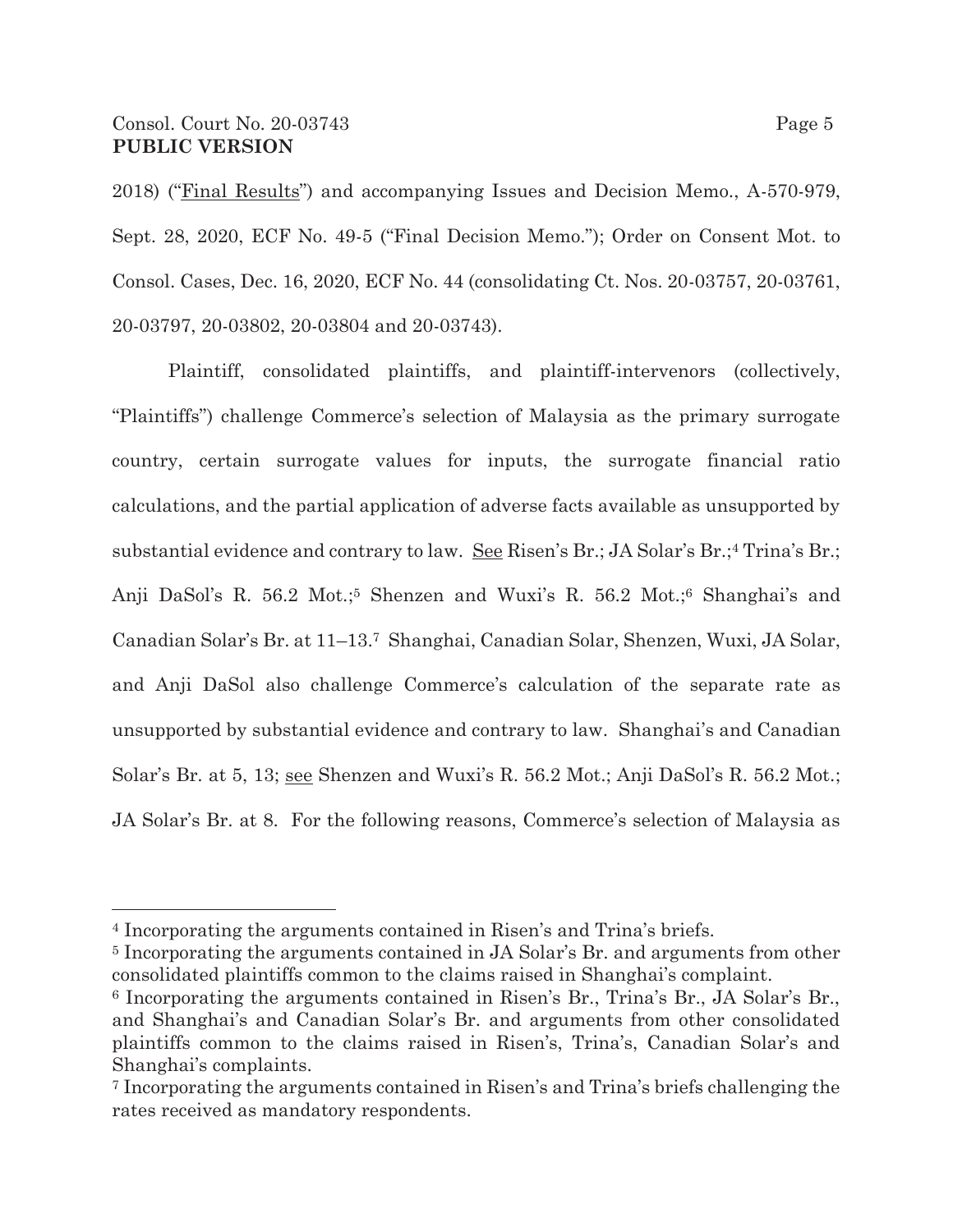2018) ("Final Results") and accompanying Issues and Decision Memo., A-570-979, Sept. 28, 2020, ECF No. 49-5 ("Final Decision Memo."); Order on Consent Mot. to Consol. Cases, Dec. 16, 2020, ECF No. 44 (consolidating Ct. Nos. 20-03757, 20-03761, 20-03797, 20-03802, 20-03804 and 20-03743).

Plaintiff, consolidated plaintiffs, and plaintiff-intervenors (collectively, "Plaintiffs") challenge Commerce's selection of Malaysia as the primary surrogate country, certain surrogate values for inputs, the surrogate financial ratio calculations, and the partial application of adverse facts available as unsupported by substantial evidence and contrary to law. See Risen's Br.; JA Solar's Br.;[4] Trina's Br.; Anji DaSol's R. 56.2 Mot.;[5] Shenzen and Wuxi's R. 56.2 Mot.;[6] Shanghai's and Canadian Solar's Br. at 11–13.[7] Shanghai, Canadian Solar, Shenzen, Wuxi, JA Solar, and Anji DaSol also challenge Commerce's calculation of the separate rate as unsupported by substantial evidence and contrary to law. Shanghai's and Canadian Solar's Br. at 5, 13; see Shenzen and Wuxi's R. 56.2 Mot.; Anji DaSol's R. 56.2 Mot.; JA Solar's Br. at 8. For the following reasons, Commerce's selection of Malaysia as

---

[4] Incorporating the arguments contained in Risen's and Trina's briefs.

[5] Incorporating the arguments contained in JA Solar's Br. and arguments from other consolidated plaintiffs common to the claims raised in Shanghai's complaint.

[6] Incorporating the arguments contained in Risen's Br., Trina's Br., JA Solar's Br., and Shanghai's and Canadian Solar's Br. and arguments from other consolidated plaintiffs common to the claims raised in Risen's, Trina's, Canadian Solar's and Shanghai's complaints.

[7] Incorporating the arguments contained in Risen's and Trina's briefs challenging the rates received as mandatory respondents.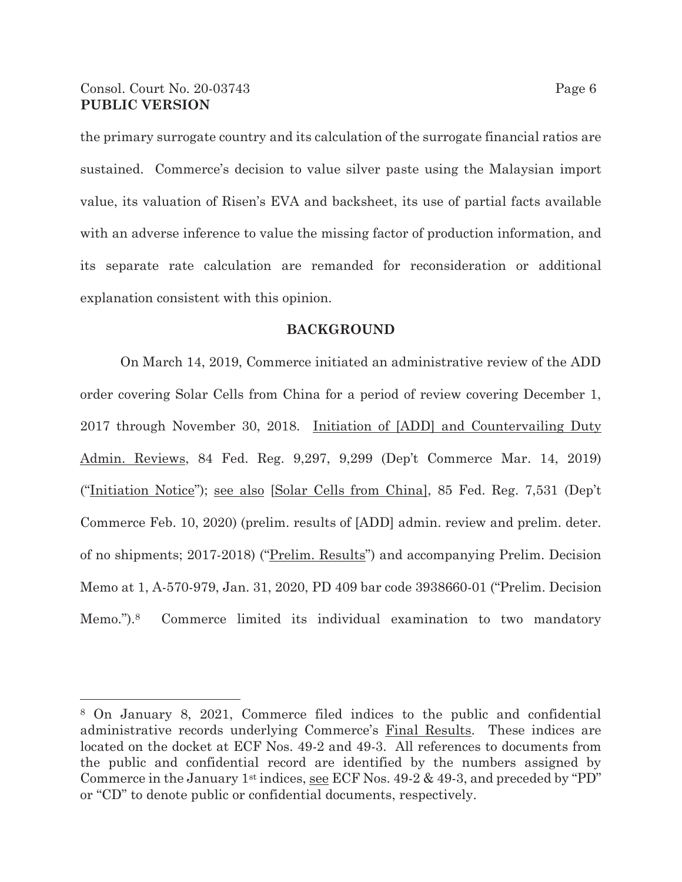the primary surrogate country and its calculation of the surrogate financial ratios are sustained. Commerce's decision to value silver paste using the Malaysian import value, its valuation of Risen's EVA and backsheet, its use of partial facts available with an adverse inference to value the missing factor of production information, and its separate rate calculation are remanded for reconsideration or additional explanation consistent with this opinion.

## BACKGROUND

On March 14, 2019, Commerce initiated an administrative review of the ADD order covering Solar Cells from China for a period of review covering December 1, 2017 through November 30, 2018. Initiation of [ADD] and Countervailing Duty Admin. Reviews, 84 Fed. Reg. 9,297, 9,299 (Dep't Commerce Mar. 14, 2019) ("Initiation Notice"); see also [Solar Cells from China], 85 Fed. Reg. 7,531 (Dep't Commerce Feb. 10, 2020) (prelim. results of [ADD] admin. review and prelim. deter. of no shipments; 2017-2018) ("Prelim. Results") and accompanying Prelim. Decision Memo at 1, A-570-979, Jan. 31, 2020, PD 409 bar code 3938660-01 ("Prelim. Decision Memo.").[8] Commerce limited its individual examination to two mandatory

---

[8] On January 8, 2021, Commerce filed indices to the public and confidential administrative records underlying Commerce's Final Results. These indices are located on the docket at ECF Nos. 49-2 and 49-3. All references to documents from the public and confidential record are identified by the numbers assigned by Commerce in the January 1st indices, see ECF Nos. 49-2 & 49-3, and preceded by "PD" or "CD" to denote public or confidential documents, respectively.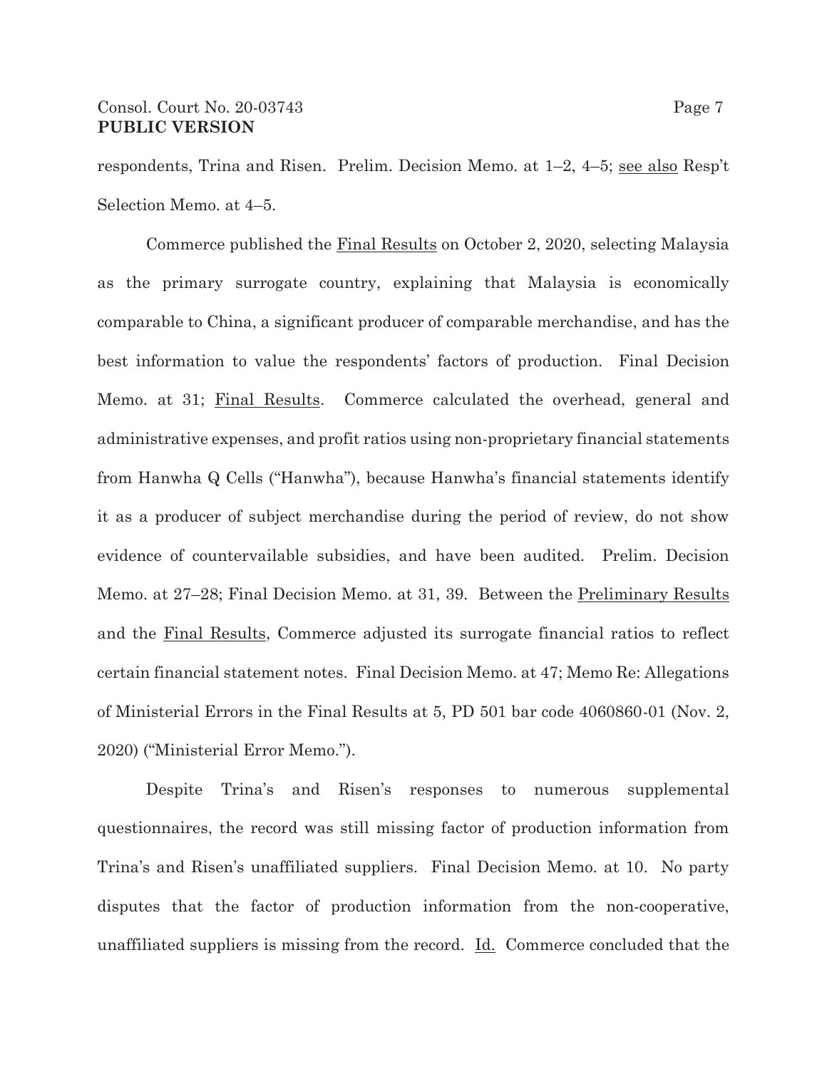respondents, Trina and Risen. Prelim. Decision Memo. at 1–2, 4–5; see also Resp't Selection Memo. at 4–5.

Commerce published the Final Results on October 2, 2020, selecting Malaysia as the primary surrogate country, explaining that Malaysia is economically comparable to China, a significant producer of comparable merchandise, and has the best information to value the respondents' factors of production. Final Decision Memo. at 31; Final Results. Commerce calculated the overhead, general and administrative expenses, and profit ratios using non-proprietary financial statements from Hanwha Q Cells ("Hanwha"), because Hanwha's financial statements identify it as a producer of subject merchandise during the period of review, do not show evidence of countervailable subsidies, and have been audited. Prelim. Decision Memo. at 27–28; Final Decision Memo. at 31, 39. Between the Preliminary Results and the Final Results, Commerce adjusted its surrogate financial ratios to reflect certain financial statement notes. Final Decision Memo. at 47; Memo Re: Allegations of Ministerial Errors in the Final Results at 5, PD 501 bar code 4060860-01 (Nov. 2, 2020) ("Ministerial Error Memo.").

Despite Trina's and Risen's responses to numerous supplemental questionnaires, the record was still missing factor of production information from Trina's and Risen's unaffiliated suppliers. Final Decision Memo. at 10. No party disputes that the factor of production information from the non-cooperative, unaffiliated suppliers is missing from the record. Id. Commerce concluded that the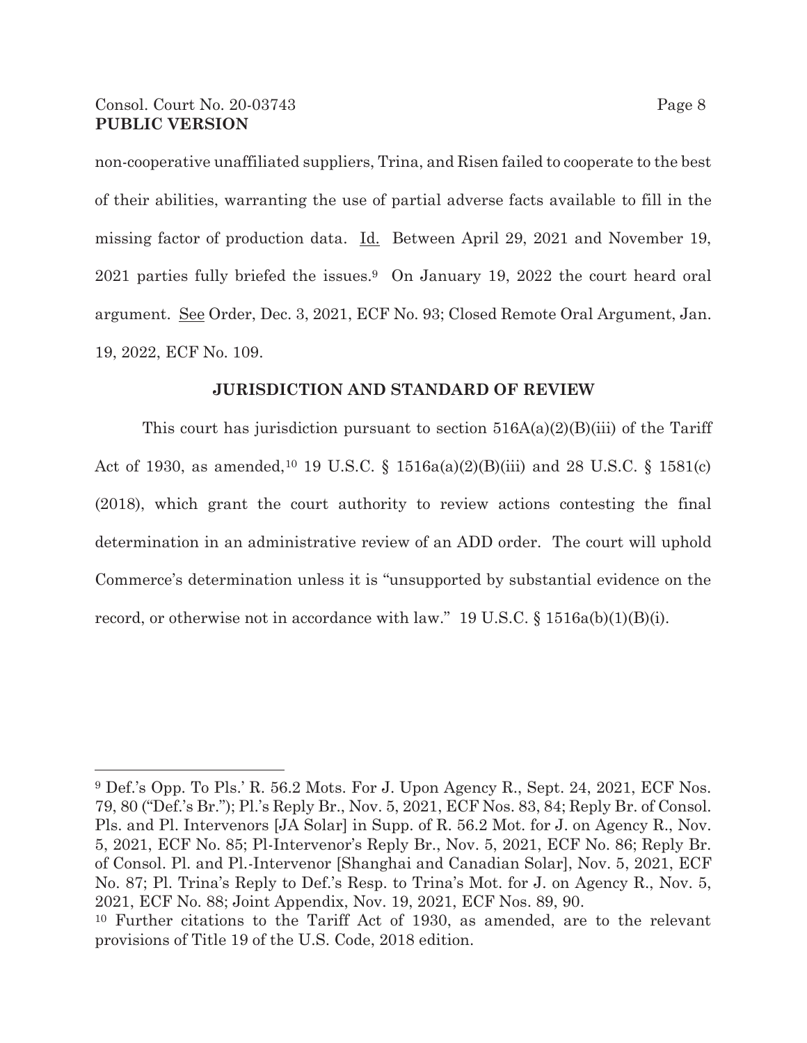non-cooperative unaffiliated suppliers, Trina, and Risen failed to cooperate to the best of their abilities, warranting the use of partial adverse facts available to fill in the missing factor of production data. Id. Between April 29, 2021 and November 19, 2021 parties fully briefed the issues.[9] On January 19, 2022 the court heard oral argument. See Order, Dec. 3, 2021, ECF No. 93; Closed Remote Oral Argument, Jan. 19, 2022, ECF No. 109.

**JURISDICTION AND STANDARD OF REVIEW**

This court has jurisdiction pursuant to section 516A(a)(2)(B)(iii) of the Tariff Act of 1930, as amended,[10] 19 U.S.C. § 1516a(a)(2)(B)(iii) and 28 U.S.C. § 1581(c) (2018), which grant the court authority to review actions contesting the final determination in an administrative review of an ADD order. The court will uphold Commerce's determination unless it is "unsupported by substantial evidence on the record, or otherwise not in accordance with law." 19 U.S.C. § 1516a(b)(1)(B)(i).

---

[9] Def.'s Opp. To Pls.' R. 56.2 Mots. For J. Upon Agency R., Sept. 24, 2021, ECF Nos. 79, 80 ("Def.'s Br."); Pl.'s Reply Br., Nov. 5, 2021, ECF Nos. 83, 84; Reply Br. of Consol. Pls. and Pl. Intervenors [JA Solar] in Supp. of R. 56.2 Mot. for J. on Agency R., Nov. 5, 2021, ECF No. 85; Pl-Intervenor's Reply Br., Nov. 5, 2021, ECF No. 86; Reply Br. of Consol. Pl. and Pl.-Intervenor [Shanghai and Canadian Solar], Nov. 5, 2021, ECF No. 87; Pl. Trina's Reply to Def.'s Resp. to Trina's Mot. for J. on Agency R., Nov. 5, 2021, ECF No. 88; Joint Appendix, Nov. 19, 2021, ECF Nos. 89, 90.

[10] Further citations to the Tariff Act of 1930, as amended, are to the relevant provisions of Title 19 of the U.S. Code, 2018 edition.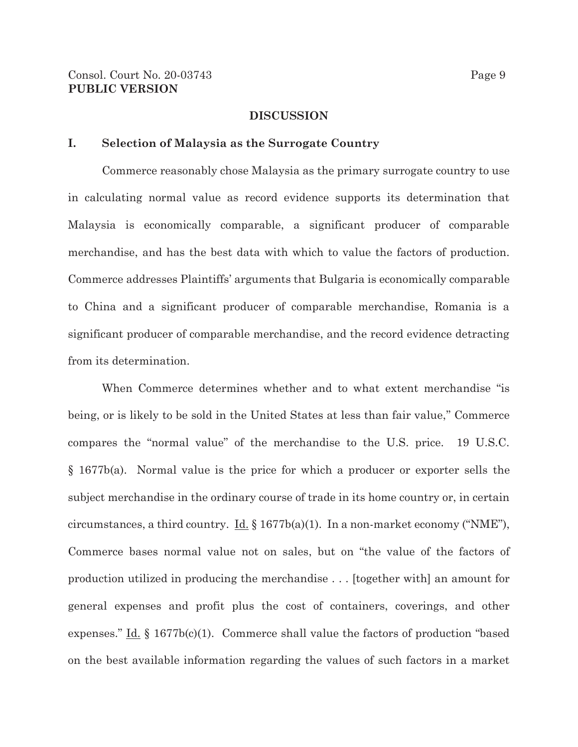## DISCUSSION

### I. Selection of Malaysia as the Surrogate Country

Commerce reasonably chose Malaysia as the primary surrogate country to use in calculating normal value as record evidence supports its determination that Malaysia is economically comparable, a significant producer of comparable merchandise, and has the best data with which to value the factors of production. Commerce addresses Plaintiffs' arguments that Bulgaria is economically comparable to China and a significant producer of comparable merchandise, Romania is a significant producer of comparable merchandise, and the record evidence detracting from its determination.

When Commerce determines whether and to what extent merchandise "is being, or is likely to be sold in the United States at less than fair value," Commerce compares the "normal value" of the merchandise to the U.S. price. 19 U.S.C. § 1677b(a). Normal value is the price for which a producer or exporter sells the subject merchandise in the ordinary course of trade in its home country or, in certain circumstances, a third country. Id. § 1677b(a)(1). In a non-market economy ("NME"), Commerce bases normal value not on sales, but on "the value of the factors of production utilized in producing the merchandise . . . [together with] an amount for general expenses and profit plus the cost of containers, coverings, and other expenses." Id. § 1677b(c)(1). Commerce shall value the factors of production "based on the best available information regarding the values of such factors in a market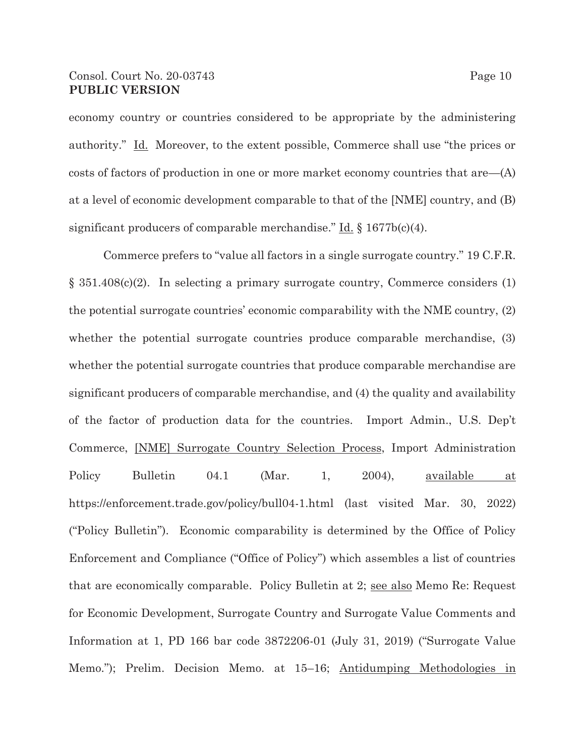economy country or countries considered to be appropriate by the administering authority." Id. Moreover, to the extent possible, Commerce shall use "the prices or costs of factors of production in one or more market economy countries that are—(A) at a level of economic development comparable to that of the [NME] country, and (B) significant producers of comparable merchandise." Id. § 1677b(c)(4).

Commerce prefers to "value all factors in a single surrogate country." 19 C.F.R. § 351.408(c)(2). In selecting a primary surrogate country, Commerce considers (1) the potential surrogate countries' economic comparability with the NME country, (2) whether the potential surrogate countries produce comparable merchandise, (3) whether the potential surrogate countries that produce comparable merchandise are significant producers of comparable merchandise, and (4) the quality and availability of the factor of production data for the countries. Import Admin., U.S. Dep't Commerce, [NME] Surrogate Country Selection Process, Import Administration Policy Bulletin 04.1 (Mar. 1, 2004), available at https://enforcement.trade.gov/policy/bull04-1.html (last visited Mar. 30, 2022) ("Policy Bulletin"). Economic comparability is determined by the Office of Policy Enforcement and Compliance ("Office of Policy") which assembles a list of countries that are economically comparable. Policy Bulletin at 2; see also Memo Re: Request for Economic Development, Surrogate Country and Surrogate Value Comments and Information at 1, PD 166 bar code 3872206-01 (July 31, 2019) ("Surrogate Value Memo."); Prelim. Decision Memo. at 15–16; Antidumping Methodologies in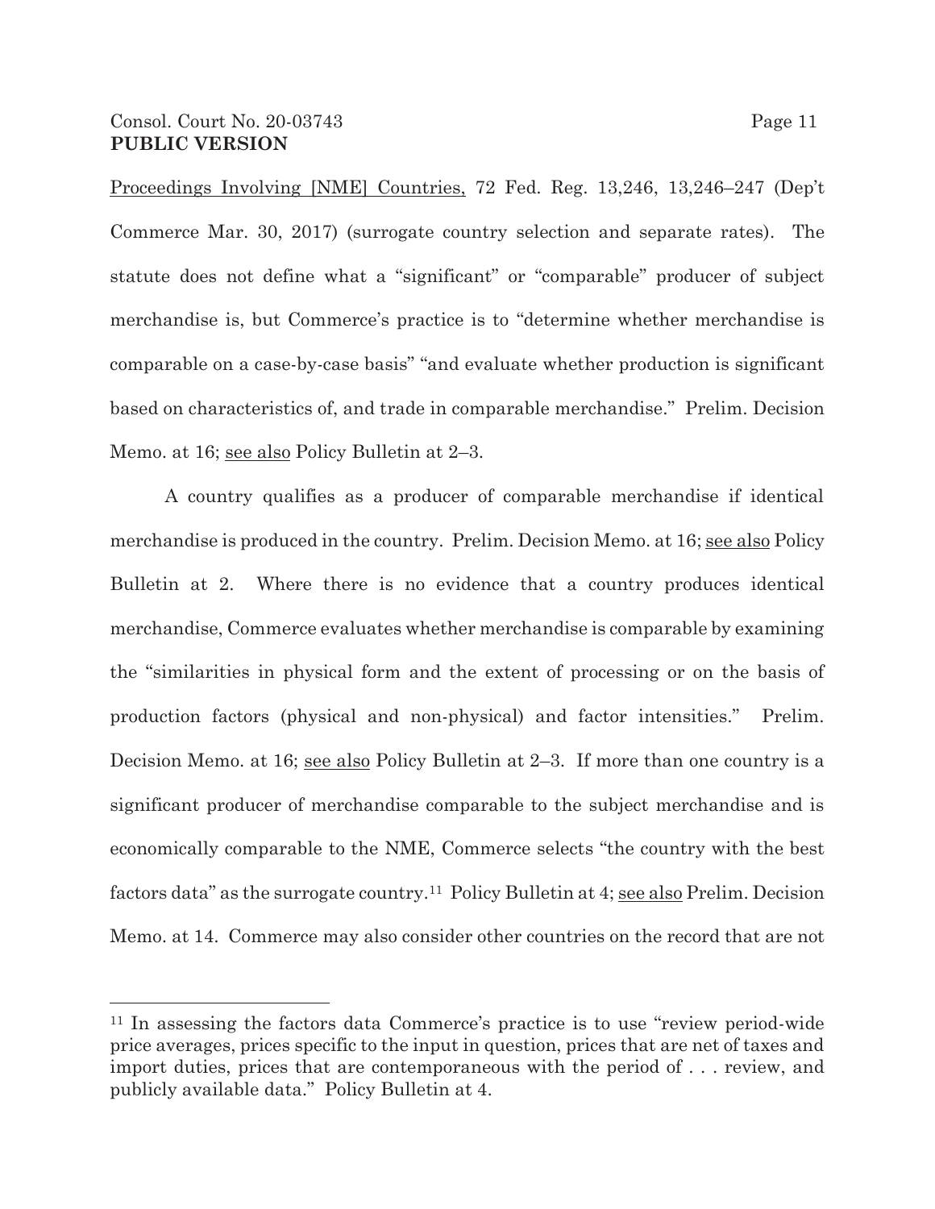Proceedings Involving [NME] Countries, 72 Fed. Reg. 13,246, 13,246–247 (Dep't Commerce Mar. 30, 2017) (surrogate country selection and separate rates). The statute does not define what a "significant" or "comparable" producer of subject merchandise is, but Commerce's practice is to "determine whether merchandise is comparable on a case-by-case basis" "and evaluate whether production is significant based on characteristics of, and trade in comparable merchandise." Prelim. Decision Memo. at 16; see also Policy Bulletin at 2–3.

A country qualifies as a producer of comparable merchandise if identical merchandise is produced in the country. Prelim. Decision Memo. at 16; see also Policy Bulletin at 2. Where there is no evidence that a country produces identical merchandise, Commerce evaluates whether merchandise is comparable by examining the "similarities in physical form and the extent of processing or on the basis of production factors (physical and non-physical) and factor intensities." Prelim. Decision Memo. at 16; see also Policy Bulletin at 2–3. If more than one country is a significant producer of merchandise comparable to the subject merchandise and is economically comparable to the NME, Commerce selects "the country with the best factors data" as the surrogate country.[11] Policy Bulletin at 4; see also Prelim. Decision Memo. at 14. Commerce may also consider other countries on the record that are not

[11] In assessing the factors data Commerce's practice is to use "review period-wide price averages, prices specific to the input in question, prices that are net of taxes and import duties, prices that are contemporaneous with the period of . . . review, and publicly available data." Policy Bulletin at 4.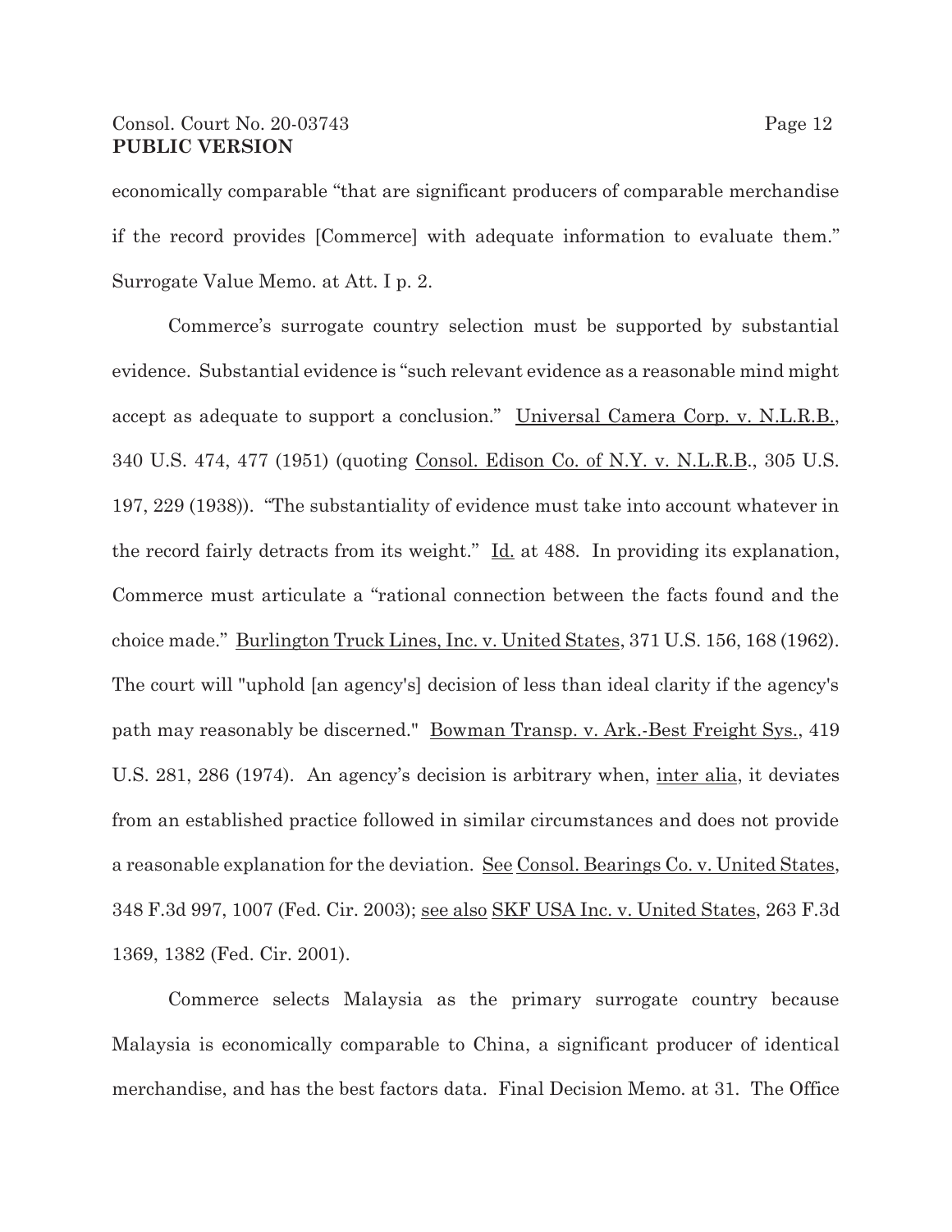economically comparable "that are significant producers of comparable merchandise if the record provides [Commerce] with adequate information to evaluate them." Surrogate Value Memo. at Att. I p. 2.

Commerce's surrogate country selection must be supported by substantial evidence. Substantial evidence is "such relevant evidence as a reasonable mind might accept as adequate to support a conclusion." Universal Camera Corp. v. N.L.R.B., 340 U.S. 474, 477 (1951) (quoting Consol. Edison Co. of N.Y. v. N.L.R.B., 305 U.S. 197, 229 (1938)). "The substantiality of evidence must take into account whatever in the record fairly detracts from its weight." Id. at 488. In providing its explanation, Commerce must articulate a "rational connection between the facts found and the choice made." Burlington Truck Lines, Inc. v. United States, 371 U.S. 156, 168 (1962). The court will "uphold [an agency's] decision of less than ideal clarity if the agency's path may reasonably be discerned." Bowman Transp. v. Ark.-Best Freight Sys., 419 U.S. 281, 286 (1974). An agency's decision is arbitrary when, inter alia, it deviates from an established practice followed in similar circumstances and does not provide a reasonable explanation for the deviation. See Consol. Bearings Co. v. United States, 348 F.3d 997, 1007 (Fed. Cir. 2003); see also SKF USA Inc. v. United States, 263 F.3d 1369, 1382 (Fed. Cir. 2001).

Commerce selects Malaysia as the primary surrogate country because Malaysia is economically comparable to China, a significant producer of identical merchandise, and has the best factors data. Final Decision Memo. at 31. The Office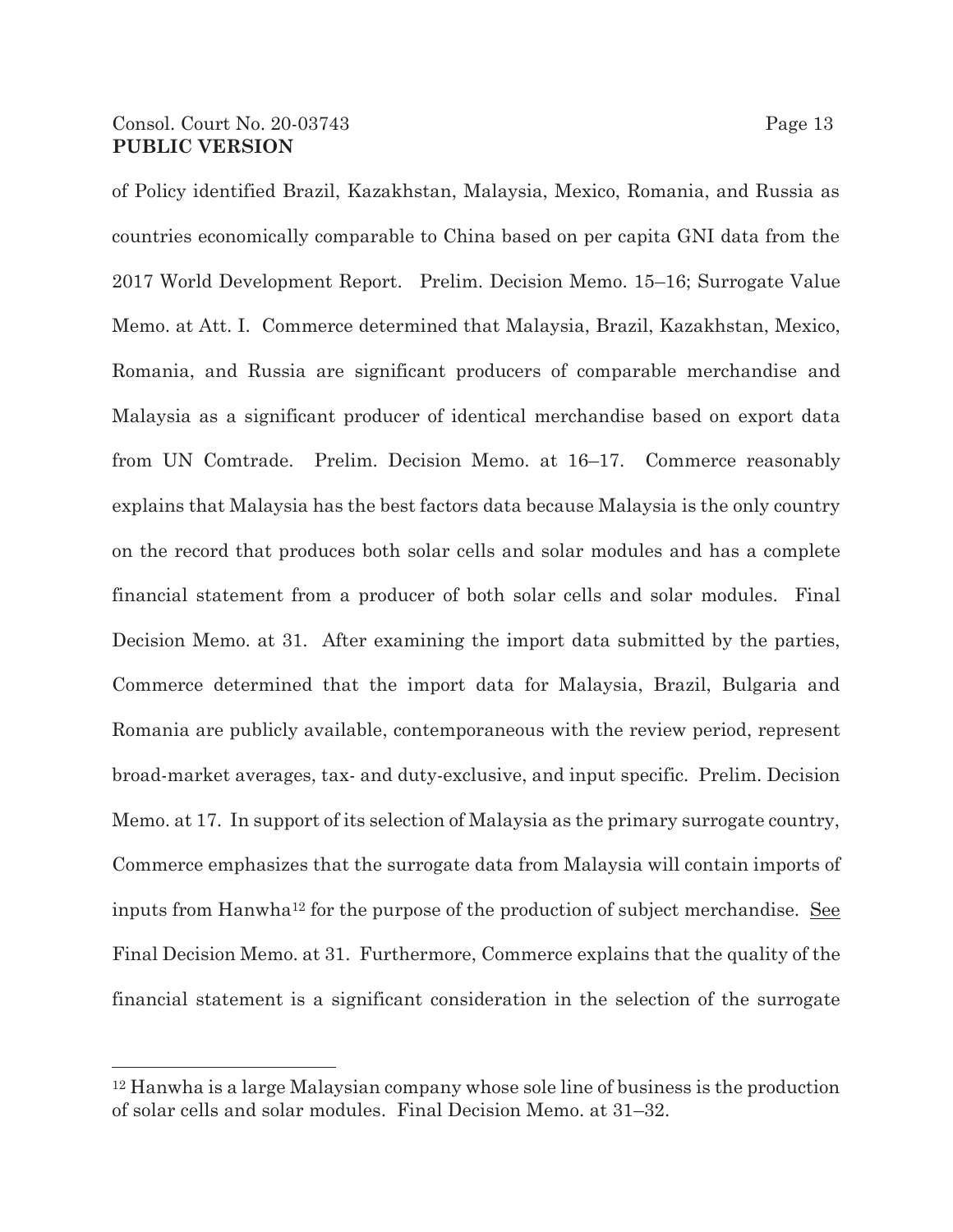of Policy identified Brazil, Kazakhstan, Malaysia, Mexico, Romania, and Russia as countries economically comparable to China based on per capita GNI data from the 2017 World Development Report. Prelim. Decision Memo. 15–16; Surrogate Value Memo. at Att. I. Commerce determined that Malaysia, Brazil, Kazakhstan, Mexico, Romania, and Russia are significant producers of comparable merchandise and Malaysia as a significant producer of identical merchandise based on export data from UN Comtrade. Prelim. Decision Memo. at 16–17. Commerce reasonably explains that Malaysia has the best factors data because Malaysia is the only country on the record that produces both solar cells and solar modules and has a complete financial statement from a producer of both solar cells and solar modules. Final Decision Memo. at 31. After examining the import data submitted by the parties, Commerce determined that the import data for Malaysia, Brazil, Bulgaria and Romania are publicly available, contemporaneous with the review period, represent broad-market averages, tax- and duty-exclusive, and input specific. Prelim. Decision Memo. at 17. In support of its selection of Malaysia as the primary surrogate country, Commerce emphasizes that the surrogate data from Malaysia will contain imports of inputs from Hanwha[12] for the purpose of the production of subject merchandise. See Final Decision Memo. at 31. Furthermore, Commerce explains that the quality of the financial statement is a significant consideration in the selection of the surrogate

[12] Hanwha is a large Malaysian company whose sole line of business is the production of solar cells and solar modules. Final Decision Memo. at 31–32.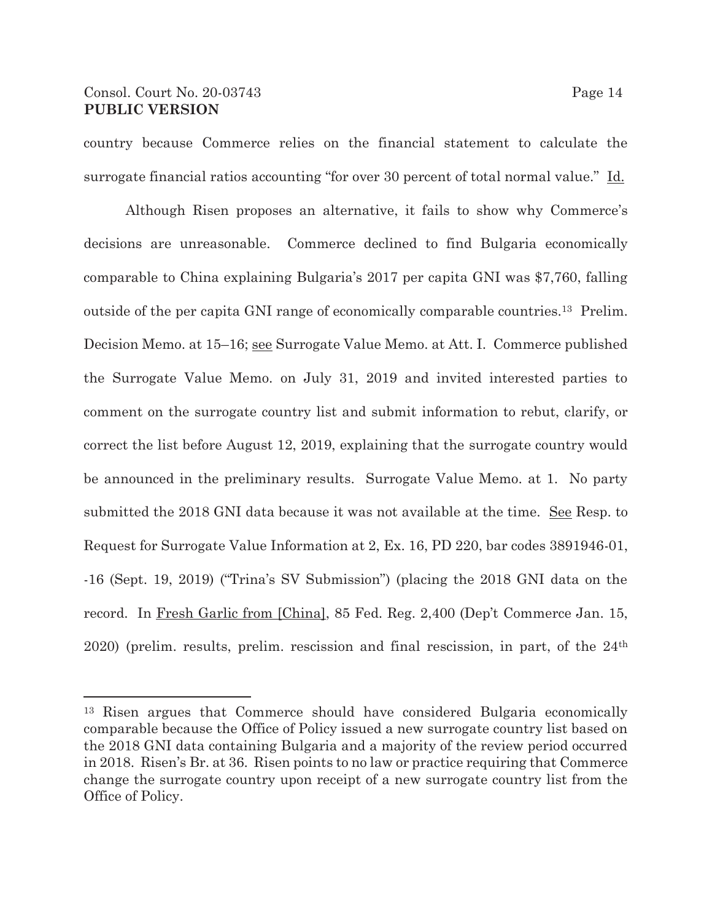country because Commerce relies on the financial statement to calculate the surrogate financial ratios accounting "for over 30 percent of total normal value." Id.

Although Risen proposes an alternative, it fails to show why Commerce's decisions are unreasonable. Commerce declined to find Bulgaria economically comparable to China explaining Bulgaria's 2017 per capita GNI was $7,760, falling outside of the per capita GNI range of economically comparable countries.[13] Prelim. Decision Memo. at 15–16; see Surrogate Value Memo. at Att. I. Commerce published the Surrogate Value Memo. on July 31, 2019 and invited interested parties to comment on the surrogate country list and submit information to rebut, clarify, or correct the list before August 12, 2019, explaining that the surrogate country would be announced in the preliminary results. Surrogate Value Memo. at 1. No party submitted the 2018 GNI data because it was not available at the time. See Resp. to Request for Surrogate Value Information at 2, Ex. 16, PD 220, bar codes 3891946-01, -16 (Sept. 19, 2019) ("Trina's SV Submission") (placing the 2018 GNI data on the record. In Fresh Garlic from [China], 85 Fed. Reg. 2,400 (Dep't Commerce Jan. 15, 2020) (prelim. results, prelim. rescission and final rescission, in part, of the 24th

---

[13] Risen argues that Commerce should have considered Bulgaria economically comparable because the Office of Policy issued a new surrogate country list based on the 2018 GNI data containing Bulgaria and a majority of the review period occurred in 2018. Risen's Br. at 36. Risen points to no law or practice requiring that Commerce change the surrogate country upon receipt of a new surrogate country list from the Office of Policy.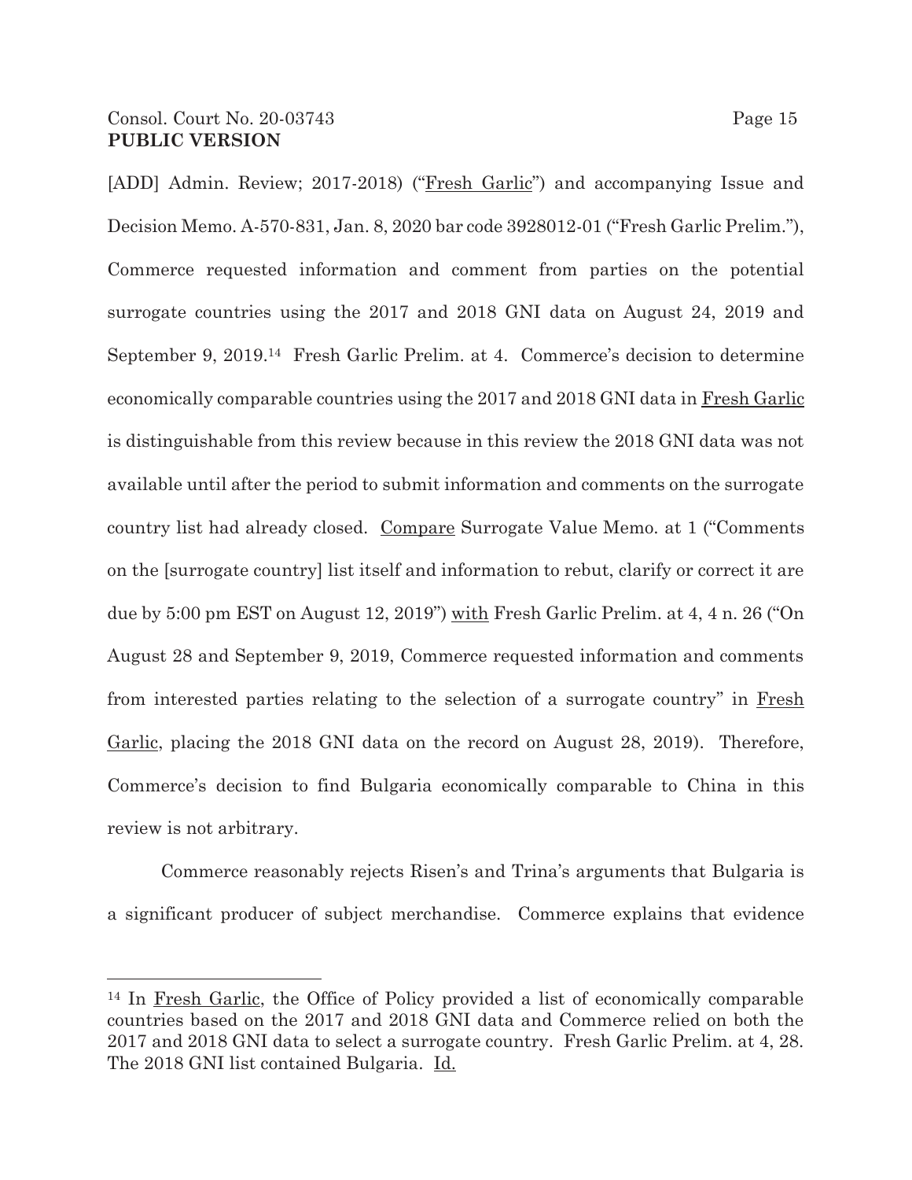[ADD] Admin. Review; 2017-2018) ("Fresh Garlic") and accompanying Issue and Decision Memo. A-570-831, Jan. 8, 2020 bar code 3928012-01 ("Fresh Garlic Prelim."), Commerce requested information and comment from parties on the potential surrogate countries using the 2017 and 2018 GNI data on August 24, 2019 and September 9, 2019.[14] Fresh Garlic Prelim. at 4. Commerce's decision to determine economically comparable countries using the 2017 and 2018 GNI data in Fresh Garlic is distinguishable from this review because in this review the 2018 GNI data was not available until after the period to submit information and comments on the surrogate country list had already closed. Compare Surrogate Value Memo. at 1 ("Comments on the [surrogate country] list itself and information to rebut, clarify or correct it are due by 5:00 pm EST on August 12, 2019") with Fresh Garlic Prelim. at 4, 4 n. 26 ("On August 28 and September 9, 2019, Commerce requested information and comments from interested parties relating to the selection of a surrogate country" in Fresh Garlic, placing the 2018 GNI data on the record on August 28, 2019). Therefore, Commerce's decision to find Bulgaria economically comparable to China in this review is not arbitrary.

Commerce reasonably rejects Risen's and Trina's arguments that Bulgaria is a significant producer of subject merchandise. Commerce explains that evidence

---

[14] In Fresh Garlic, the Office of Policy provided a list of economically comparable countries based on the 2017 and 2018 GNI data and Commerce relied on both the 2017 and 2018 GNI data to select a surrogate country. Fresh Garlic Prelim. at 4, 28. The 2018 GNI list contained Bulgaria. Id.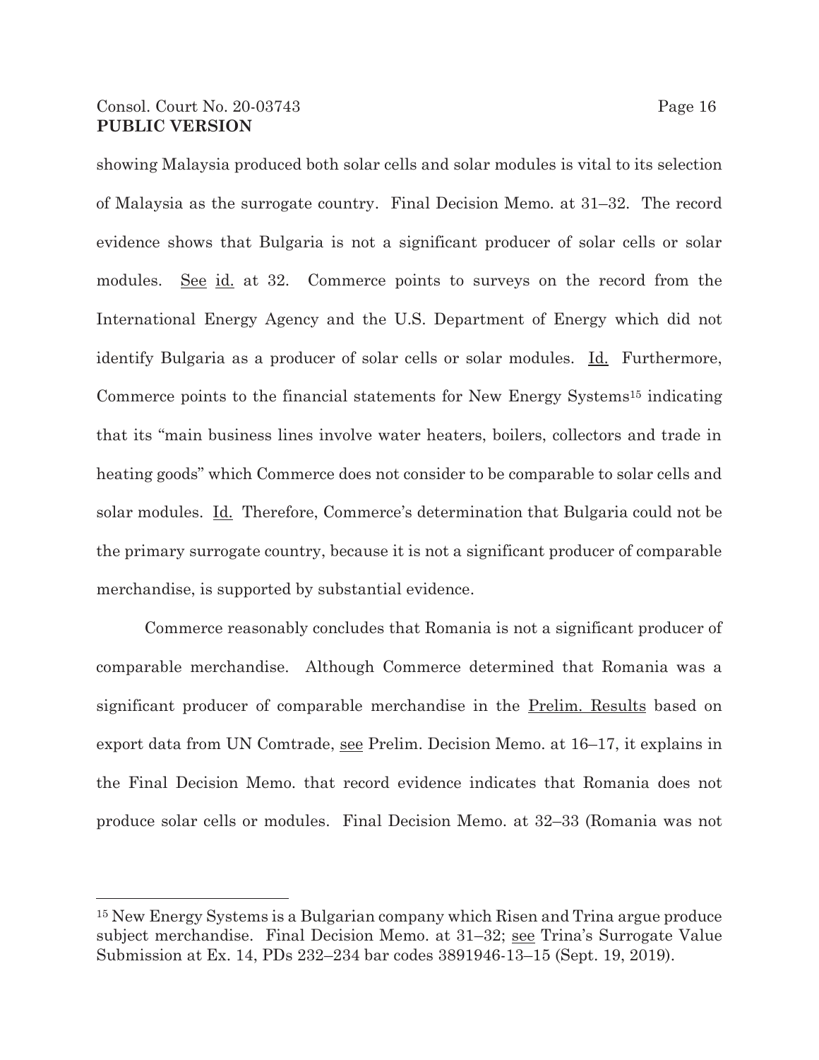showing Malaysia produced both solar cells and solar modules is vital to its selection of Malaysia as the surrogate country. Final Decision Memo. at 31–32. The record evidence shows that Bulgaria is not a significant producer of solar cells or solar modules. See id. at 32. Commerce points to surveys on the record from the International Energy Agency and the U.S. Department of Energy which did not identify Bulgaria as a producer of solar cells or solar modules. Id. Furthermore, Commerce points to the financial statements for New Energy Systems[15] indicating that its "main business lines involve water heaters, boilers, collectors and trade in heating goods" which Commerce does not consider to be comparable to solar cells and solar modules. Id. Therefore, Commerce's determination that Bulgaria could not be the primary surrogate country, because it is not a significant producer of comparable merchandise, is supported by substantial evidence.

Commerce reasonably concludes that Romania is not a significant producer of comparable merchandise. Although Commerce determined that Romania was a significant producer of comparable merchandise in the Prelim. Results based on export data from UN Comtrade, see Prelim. Decision Memo. at 16–17, it explains in the Final Decision Memo. that record evidence indicates that Romania does not produce solar cells or modules. Final Decision Memo. at 32–33 (Romania was not

---

[15] New Energy Systems is a Bulgarian company which Risen and Trina argue produce subject merchandise. Final Decision Memo. at 31–32; see Trina's Surrogate Value Submission at Ex. 14, PDs 232–234 bar codes 3891946-13–15 (Sept. 19, 2019).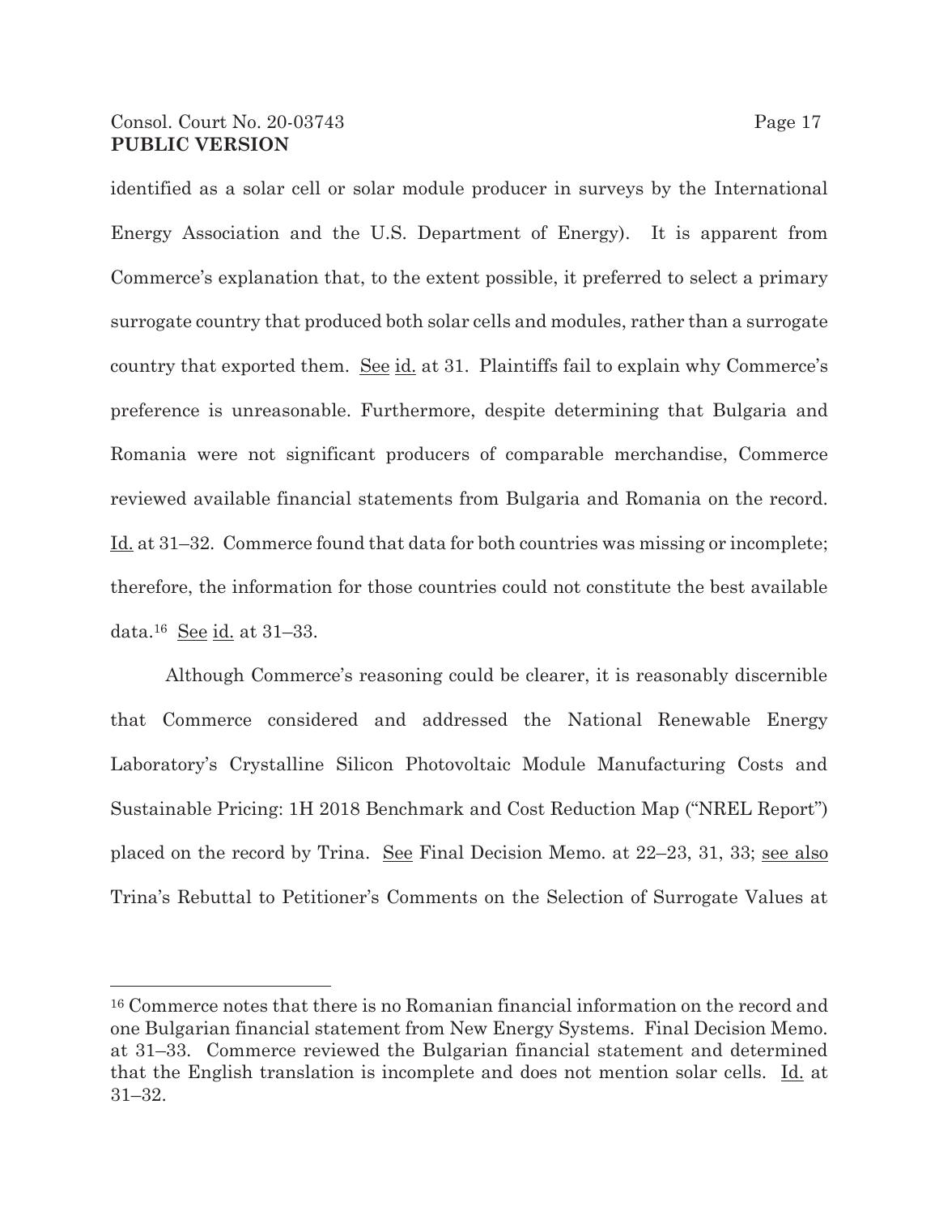identified as a solar cell or solar module producer in surveys by the International Energy Association and the U.S. Department of Energy). It is apparent from Commerce's explanation that, to the extent possible, it preferred to select a primary surrogate country that produced both solar cells and modules, rather than a surrogate country that exported them. See id. at 31. Plaintiffs fail to explain why Commerce's preference is unreasonable. Furthermore, despite determining that Bulgaria and Romania were not significant producers of comparable merchandise, Commerce reviewed available financial statements from Bulgaria and Romania on the record. Id. at 31–32. Commerce found that data for both countries was missing or incomplete; therefore, the information for those countries could not constitute the best available data.[16] See id. at 31–33.

Although Commerce's reasoning could be clearer, it is reasonably discernible that Commerce considered and addressed the National Renewable Energy Laboratory's Crystalline Silicon Photovoltaic Module Manufacturing Costs and Sustainable Pricing: 1H 2018 Benchmark and Cost Reduction Map ("NREL Report") placed on the record by Trina. See Final Decision Memo. at 22–23, 31, 33; see also Trina's Rebuttal to Petitioner's Comments on the Selection of Surrogate Values at

[16] Commerce notes that there is no Romanian financial information on the record and one Bulgarian financial statement from New Energy Systems. Final Decision Memo. at 31–33. Commerce reviewed the Bulgarian financial statement and determined that the English translation is incomplete and does not mention solar cells. Id. at 31–32.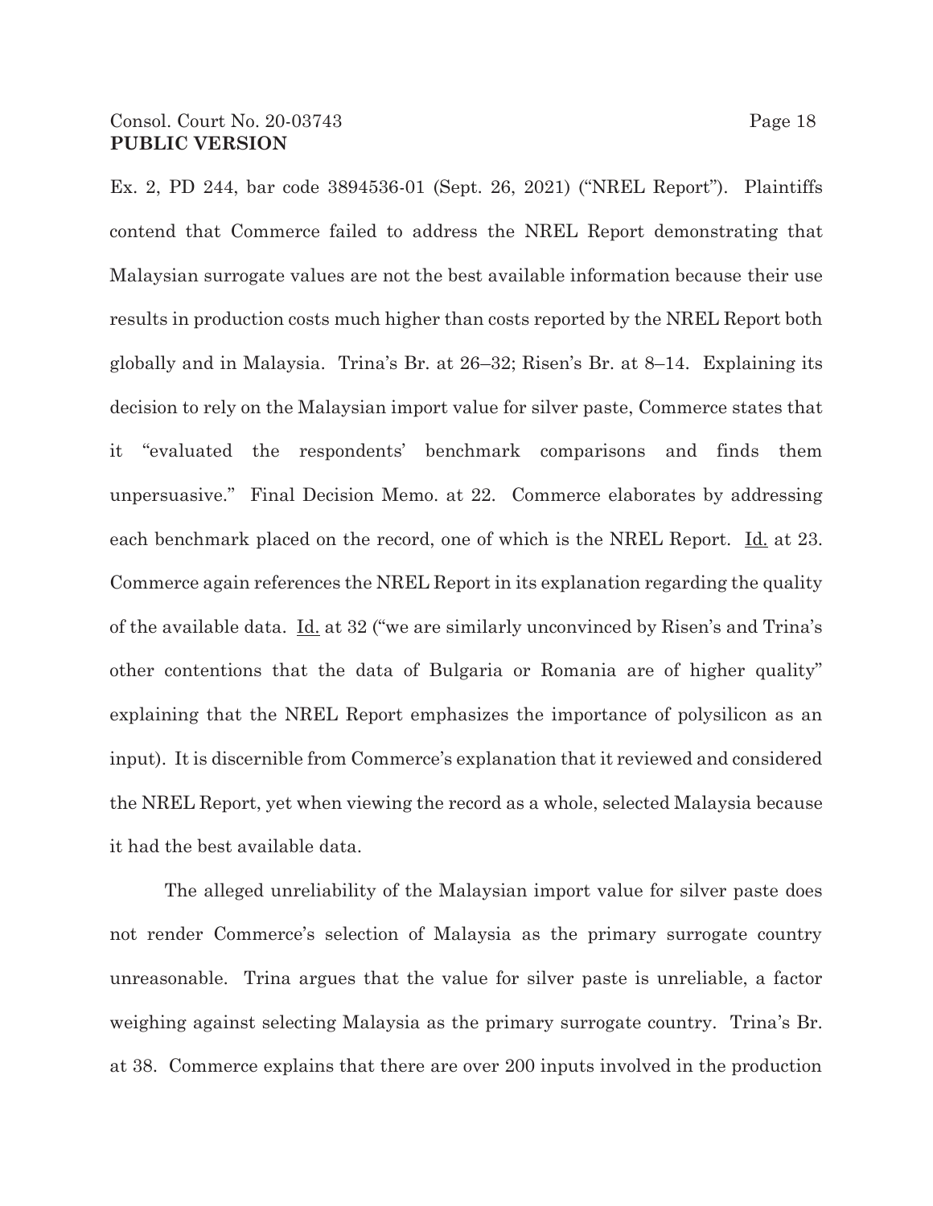Ex. 2, PD 244, bar code 3894536-01 (Sept. 26, 2021) ("NREL Report"). Plaintiffs contend that Commerce failed to address the NREL Report demonstrating that Malaysian surrogate values are not the best available information because their use results in production costs much higher than costs reported by the NREL Report both globally and in Malaysia. Trina's Br. at 26–32; Risen's Br. at 8–14. Explaining its decision to rely on the Malaysian import value for silver paste, Commerce states that it "evaluated the respondents' benchmark comparisons and finds them unpersuasive." Final Decision Memo. at 22. Commerce elaborates by addressing each benchmark placed on the record, one of which is the NREL Report. Id. at 23. Commerce again references the NREL Report in its explanation regarding the quality of the available data. Id. at 32 ("we are similarly unconvinced by Risen's and Trina's other contentions that the data of Bulgaria or Romania are of higher quality" explaining that the NREL Report emphasizes the importance of polysilicon as an input). It is discernible from Commerce's explanation that it reviewed and considered the NREL Report, yet when viewing the record as a whole, selected Malaysia because it had the best available data.

The alleged unreliability of the Malaysian import value for silver paste does not render Commerce's selection of Malaysia as the primary surrogate country unreasonable. Trina argues that the value for silver paste is unreliable, a factor weighing against selecting Malaysia as the primary surrogate country. Trina's Br. at 38. Commerce explains that there are over 200 inputs involved in the production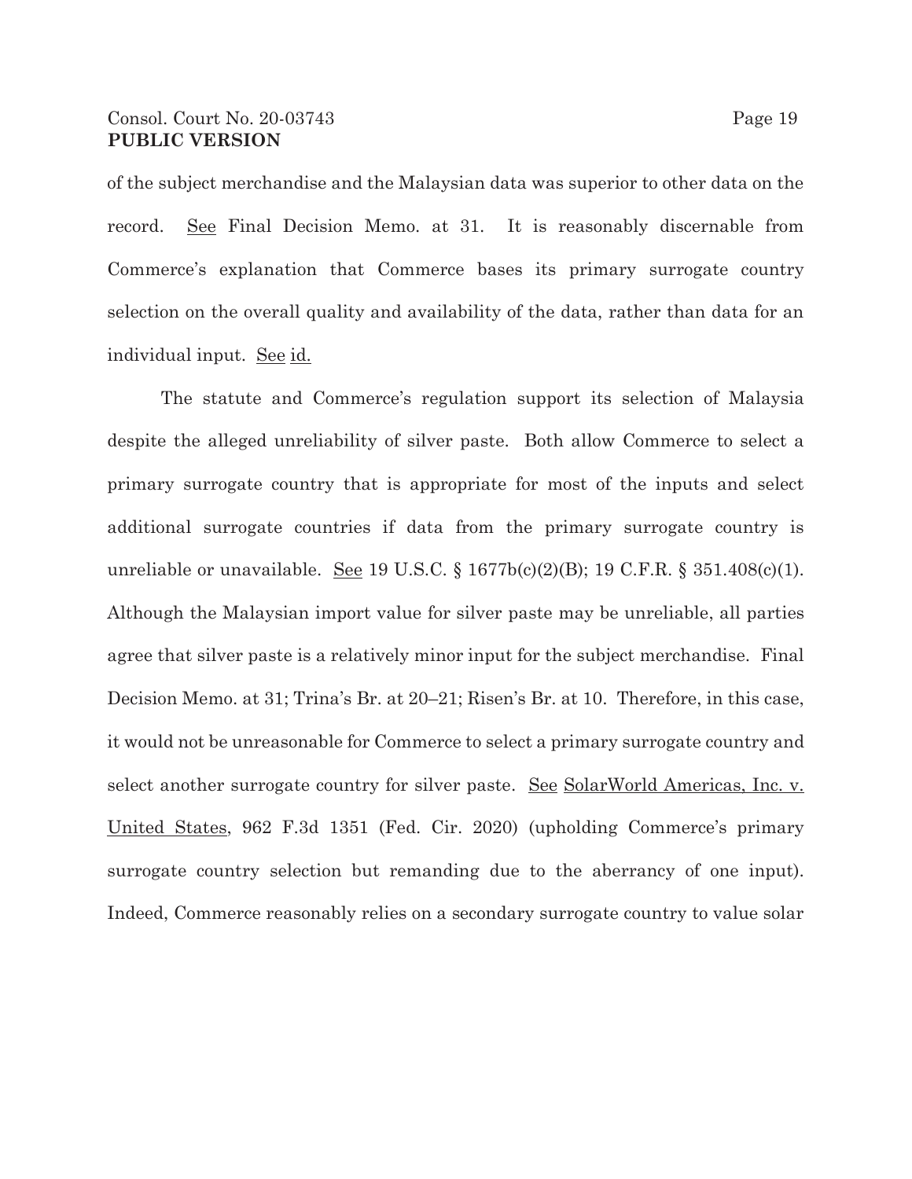of the subject merchandise and the Malaysian data was superior to other data on the record. See Final Decision Memo. at 31. It is reasonably discernable from Commerce's explanation that Commerce bases its primary surrogate country selection on the overall quality and availability of the data, rather than data for an individual input. See id.

The statute and Commerce's regulation support its selection of Malaysia despite the alleged unreliability of silver paste. Both allow Commerce to select a primary surrogate country that is appropriate for most of the inputs and select additional surrogate countries if data from the primary surrogate country is unreliable or unavailable. See 19 U.S.C. § 1677b(c)(2)(B); 19 C.F.R. § 351.408(c)(1). Although the Malaysian import value for silver paste may be unreliable, all parties agree that silver paste is a relatively minor input for the subject merchandise. Final Decision Memo. at 31; Trina's Br. at 20–21; Risen's Br. at 10. Therefore, in this case, it would not be unreasonable for Commerce to select a primary surrogate country and select another surrogate country for silver paste. See SolarWorld Americas, Inc. v. United States, 962 F.3d 1351 (Fed. Cir. 2020) (upholding Commerce's primary surrogate country selection but remanding due to the aberrancy of one input). Indeed, Commerce reasonably relies on a secondary surrogate country to value solar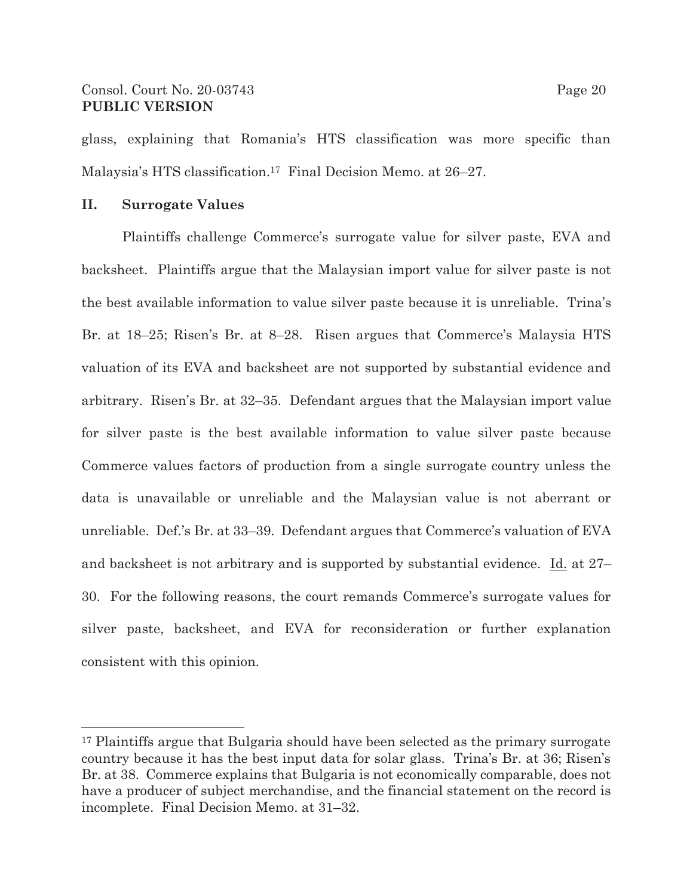glass, explaining that Romania's HTS classification was more specific than Malaysia's HTS classification.[17] Final Decision Memo. at 26–27.

## II. Surrogate Values

Plaintiffs challenge Commerce's surrogate value for silver paste, EVA and backsheet. Plaintiffs argue that the Malaysian import value for silver paste is not the best available information to value silver paste because it is unreliable. Trina's Br. at 18–25; Risen's Br. at 8–28. Risen argues that Commerce's Malaysia HTS valuation of its EVA and backsheet are not supported by substantial evidence and arbitrary. Risen's Br. at 32–35. Defendant argues that the Malaysian import value for silver paste is the best available information to value silver paste because Commerce values factors of production from a single surrogate country unless the data is unavailable or unreliable and the Malaysian value is not aberrant or unreliable. Def.'s Br. at 33–39. Defendant argues that Commerce's valuation of EVA and backsheet is not arbitrary and is supported by substantial evidence. Id. at 27–30. For the following reasons, the court remands Commerce's surrogate values for silver paste, backsheet, and EVA for reconsideration or further explanation consistent with this opinion.

---

[17] Plaintiffs argue that Bulgaria should have been selected as the primary surrogate country because it has the best input data for solar glass. Trina's Br. at 36; Risen's Br. at 38. Commerce explains that Bulgaria is not economically comparable, does not have a producer of subject merchandise, and the financial statement on the record is incomplete. Final Decision Memo. at 31–32.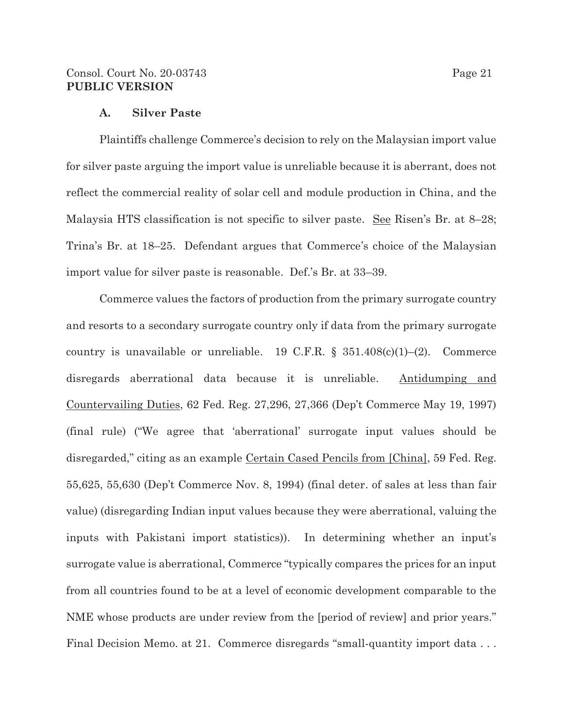### A. Silver Paste

Plaintiffs challenge Commerce's decision to rely on the Malaysian import value for silver paste arguing the import value is unreliable because it is aberrant, does not reflect the commercial reality of solar cell and module production in China, and the Malaysia HTS classification is not specific to silver paste. See Risen's Br. at 8–28; Trina's Br. at 18–25. Defendant argues that Commerce's choice of the Malaysian import value for silver paste is reasonable. Def.'s Br. at 33–39.

Commerce values the factors of production from the primary surrogate country and resorts to a secondary surrogate country only if data from the primary surrogate country is unavailable or unreliable. 19 C.F.R. § 351.408(c)(1)–(2). Commerce disregards aberrational data because it is unreliable. Antidumping and Countervailing Duties, 62 Fed. Reg. 27,296, 27,366 (Dep't Commerce May 19, 1997) (final rule) ("We agree that 'aberrational' surrogate input values should be disregarded," citing as an example Certain Cased Pencils from [China], 59 Fed. Reg. 55,625, 55,630 (Dep't Commerce Nov. 8, 1994) (final deter. of sales at less than fair value) (disregarding Indian input values because they were aberrational, valuing the inputs with Pakistani import statistics)). In determining whether an input's surrogate value is aberrational, Commerce "typically compares the prices for an input from all countries found to be at a level of economic development comparable to the NME whose products are under review from the [period of review] and prior years." Final Decision Memo. at 21. Commerce disregards "small-quantity import data . . .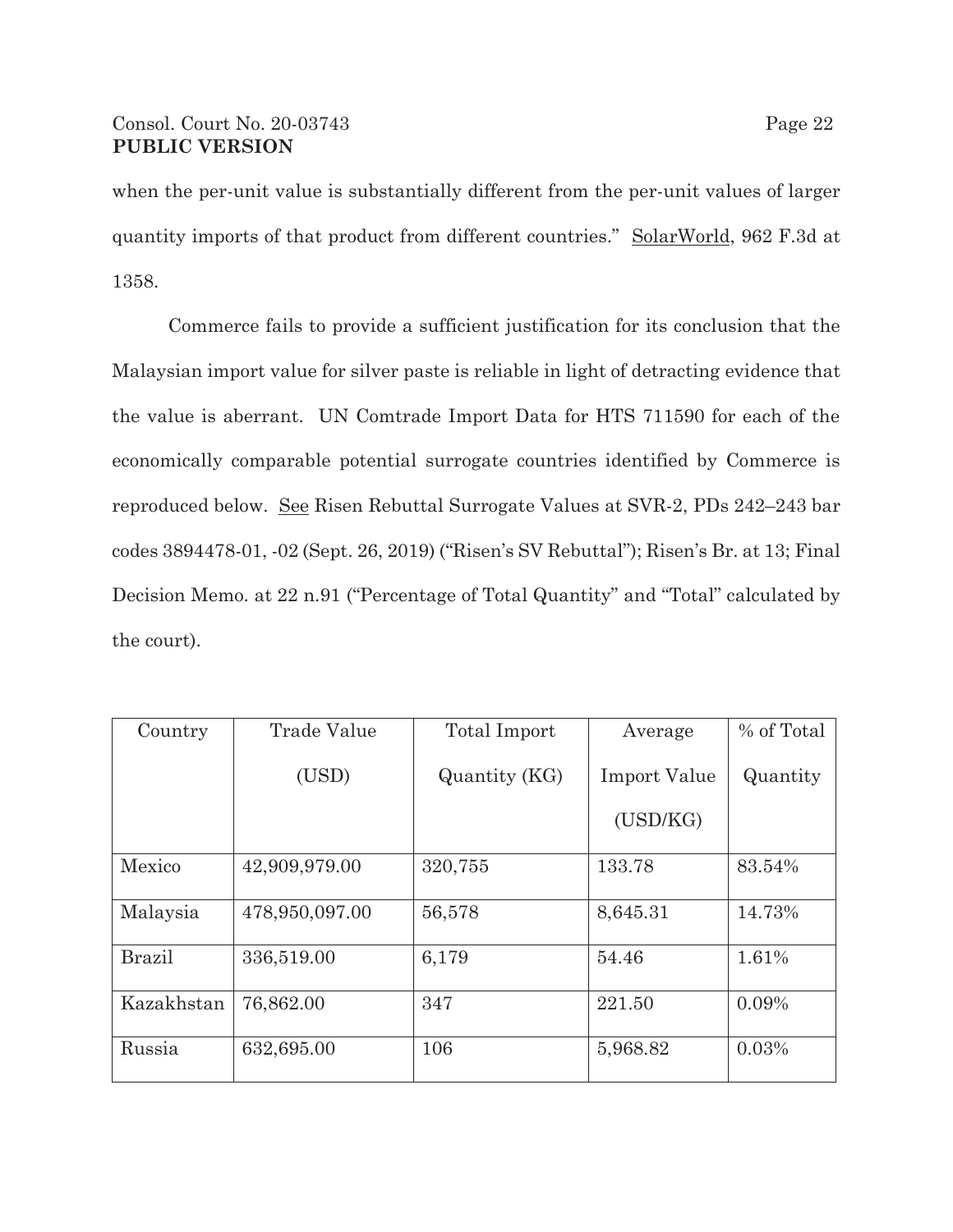when the per-unit value is substantially different from the per-unit values of larger quantity imports of that product from different countries." SolarWorld, 962 F.3d at 1358.

Commerce fails to provide a sufficient justification for its conclusion that the Malaysian import value for silver paste is reliable in light of detracting evidence that the value is aberrant. UN Comtrade Import Data for HTS 711590 for each of the economically comparable potential surrogate countries identified by Commerce is reproduced below. See Risen Rebuttal Surrogate Values at SVR-2, PDs 242–243 bar codes 3894478-01, -02 (Sept. 26, 2019) ("Risen's SV Rebuttal"); Risen's Br. at 13; Final Decision Memo. at 22 n.91 ("Percentage of Total Quantity" and "Total" calculated by the court).

| Country | Trade Value (USD) | Total Import Quantity (KG) | Average Import Value (USD/KG) | % of Total Quantity |
|---|---|---|---|---|
| Mexico | 42,909,979.00 | 320,755 | 133.78 | 83.54% |
| Malaysia | 478,950,097.00 | 56,578 | 8,645.31 | 14.73% |
| Brazil | 336,519.00 | 6,179 | 54.46 | 1.61% |
| Kazakhstan | 76,862.00 | 347 | 221.50 | 0.09% |
| Russia | 632,695.00 | 106 | 5,968.82 | 0.03% |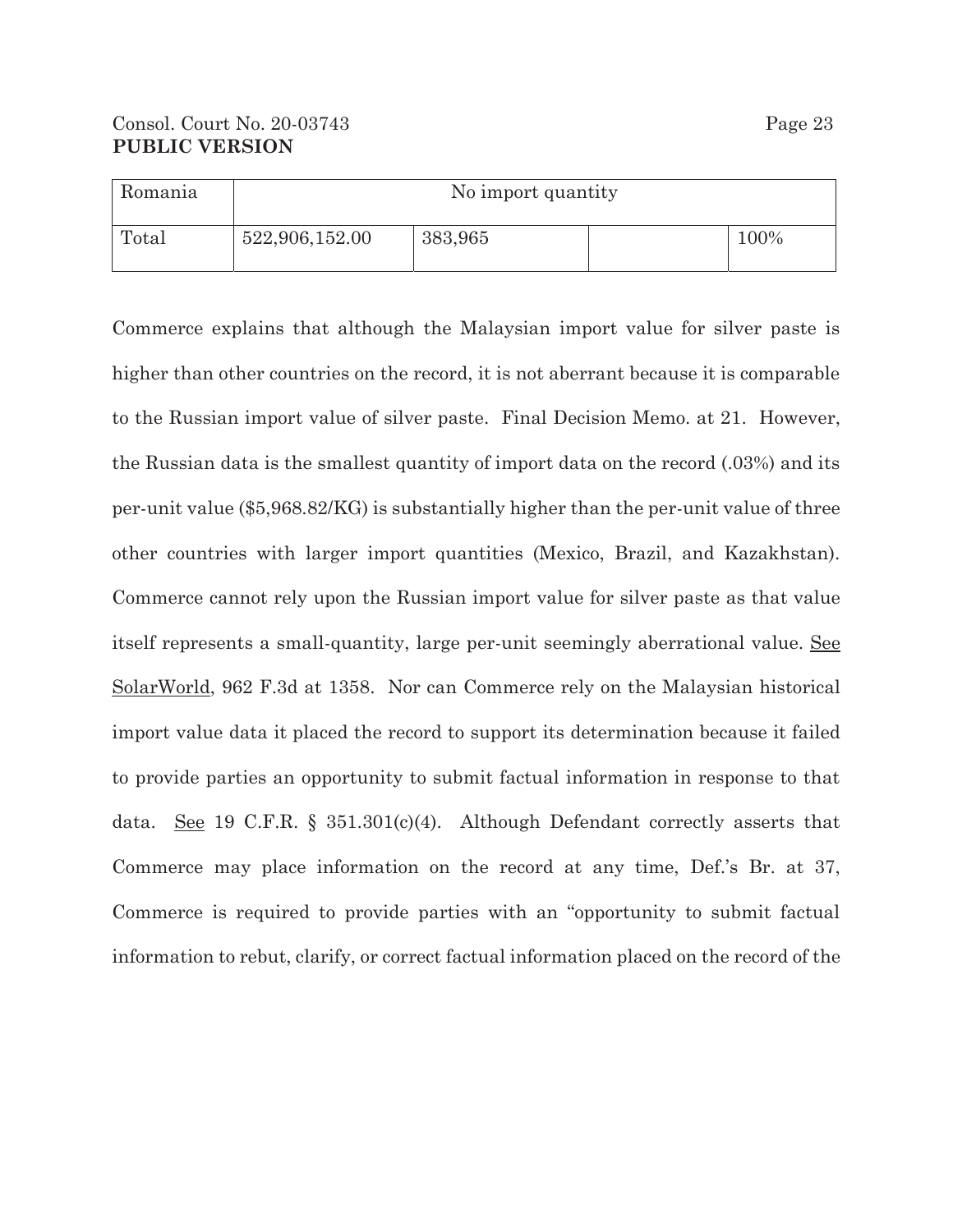| Romania | No import quantity | | | |
|---|---|---|---|---|
| Total | 522,906,152.00 | 383,965 | | 100% |

Commerce explains that although the Malaysian import value for silver paste is higher than other countries on the record, it is not aberrant because it is comparable to the Russian import value of silver paste. Final Decision Memo. at 21. However, the Russian data is the smallest quantity of import data on the record (.03%) and its per-unit value ($5,968.82/KG) is substantially higher than the per-unit value of three other countries with larger import quantities (Mexico, Brazil, and Kazakhstan). Commerce cannot rely upon the Russian import value for silver paste as that value itself represents a small-quantity, large per-unit seemingly aberrational value. See SolarWorld, 962 F.3d at 1358. Nor can Commerce rely on the Malaysian historical import value data it placed the record to support its determination because it failed to provide parties an opportunity to submit factual information in response to that data. See 19 C.F.R. § 351.301(c)(4). Although Defendant correctly asserts that Commerce may place information on the record at any time, Def.'s Br. at 37, Commerce is required to provide parties with an "opportunity to submit factual information to rebut, clarify, or correct factual information placed on the record of the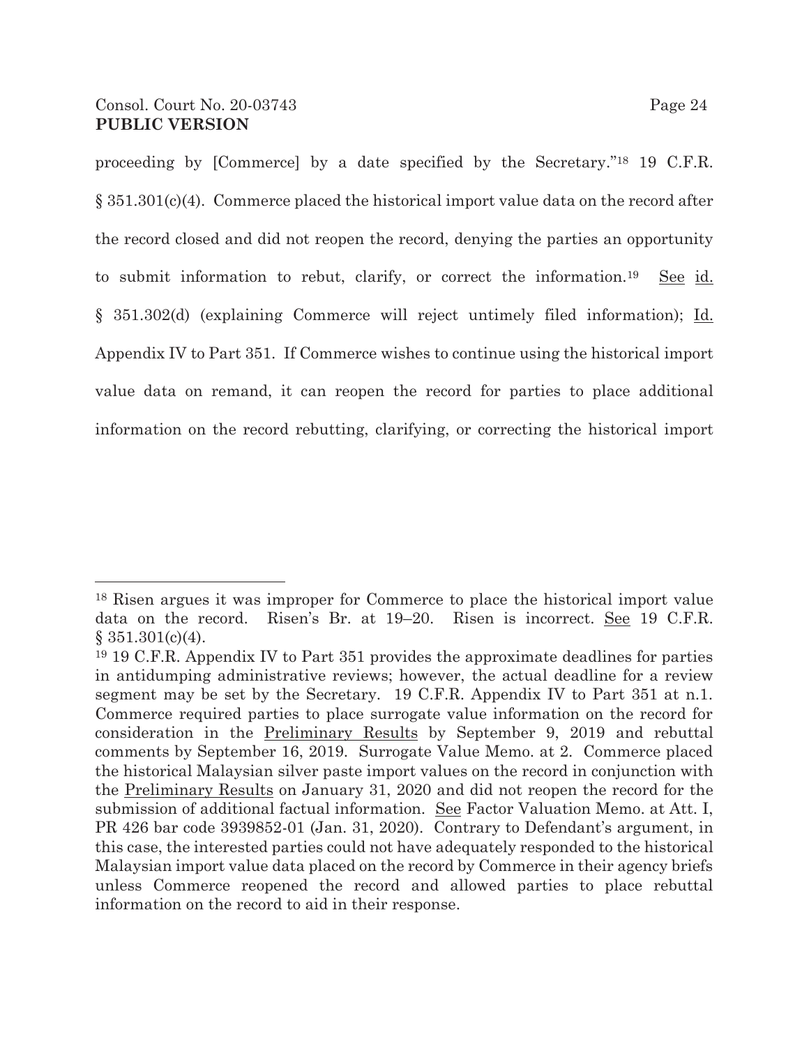proceeding by [Commerce] by a date specified by the Secretary."[18] 19 C.F.R. § 351.301(c)(4). Commerce placed the historical import value data on the record after the record closed and did not reopen the record, denying the parties an opportunity to submit information to rebut, clarify, or correct the information.[19] See id. § 351.302(d) (explaining Commerce will reject untimely filed information); Id. Appendix IV to Part 351. If Commerce wishes to continue using the historical import value data on remand, it can reopen the record for parties to place additional information on the record rebutting, clarifying, or correcting the historical import

---

[18] Risen argues it was improper for Commerce to place the historical import value data on the record. Risen's Br. at 19–20. Risen is incorrect. See 19 C.F.R. § 351.301(c)(4).

[19] 19 C.F.R. Appendix IV to Part 351 provides the approximate deadlines for parties in antidumping administrative reviews; however, the actual deadline for a review segment may be set by the Secretary. 19 C.F.R. Appendix IV to Part 351 at n.1. Commerce required parties to place surrogate value information on the record for consideration in the Preliminary Results by September 9, 2019 and rebuttal comments by September 16, 2019. Surrogate Value Memo. at 2. Commerce placed the historical Malaysian silver paste import values on the record in conjunction with the Preliminary Results on January 31, 2020 and did not reopen the record for the submission of additional factual information. See Factor Valuation Memo. at Att. I, PR 426 bar code 3939852-01 (Jan. 31, 2020). Contrary to Defendant's argument, in this case, the interested parties could not have adequately responded to the historical Malaysian import value data placed on the record by Commerce in their agency briefs unless Commerce reopened the record and allowed parties to place rebuttal information on the record to aid in their response.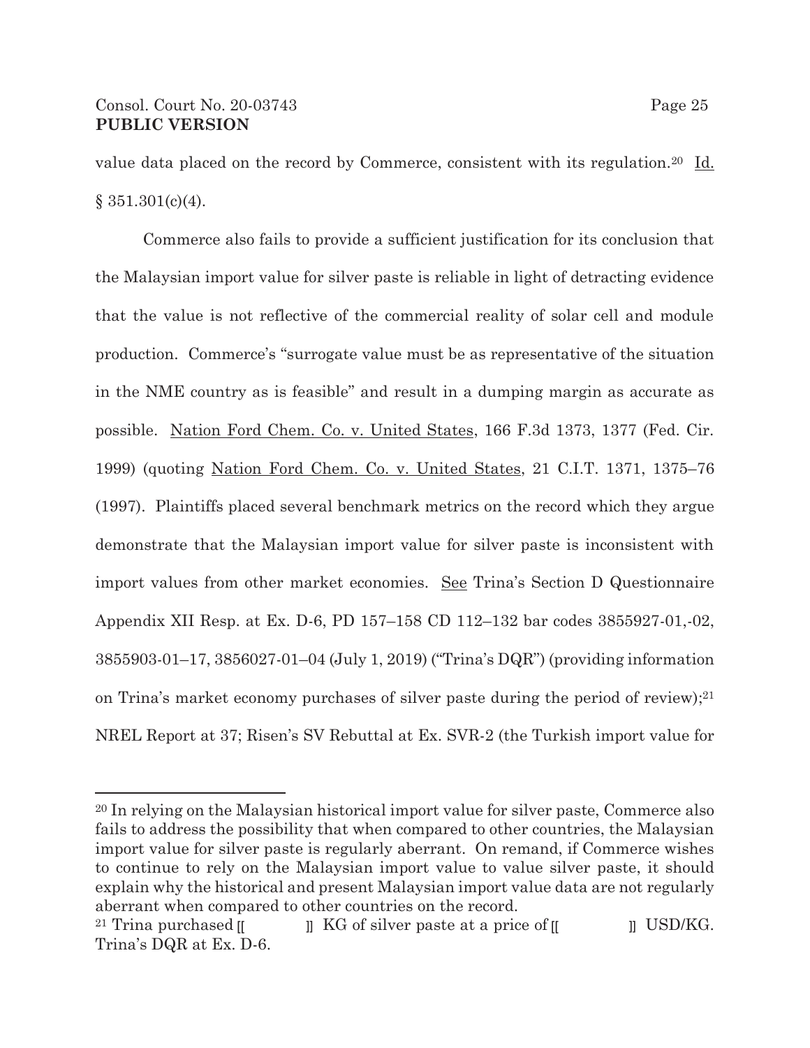value data placed on the record by Commerce, consistent with its regulation.[20] Id. § 351.301(c)(4).

Commerce also fails to provide a sufficient justification for its conclusion that the Malaysian import value for silver paste is reliable in light of detracting evidence that the value is not reflective of the commercial reality of solar cell and module production. Commerce's "surrogate value must be as representative of the situation in the NME country as is feasible" and result in a dumping margin as accurate as possible. Nation Ford Chem. Co. v. United States, 166 F.3d 1373, 1377 (Fed. Cir. 1999) (quoting Nation Ford Chem. Co. v. United States, 21 C.I.T. 1371, 1375–76 (1997). Plaintiffs placed several benchmark metrics on the record which they argue demonstrate that the Malaysian import value for silver paste is inconsistent with import values from other market economies. See Trina's Section D Questionnaire Appendix XII Resp. at Ex. D-6, PD 157–158 CD 112–132 bar codes 3855927-01,-02, 3855903-01–17, 3856027-01–04 (July 1, 2019) ("Trina's DQR") (providing information on Trina's market economy purchases of silver paste during the period of review);[21] NREL Report at 37; Risen's SV Rebuttal at Ex. SVR-2 (the Turkish import value for

---

[20] In relying on the Malaysian historical import value for silver paste, Commerce also fails to address the possibility that when compared to other countries, the Malaysian import value for silver paste is regularly aberrant. On remand, if Commerce wishes to continue to rely on the Malaysian import value to value silver paste, it should explain why the historical and present Malaysian import value data are not regularly aberrant when compared to other countries on the record.

[21] Trina purchased [[ ]] KG of silver paste at a price of [[ ]] USD/KG. Trina's DQR at Ex. D-6.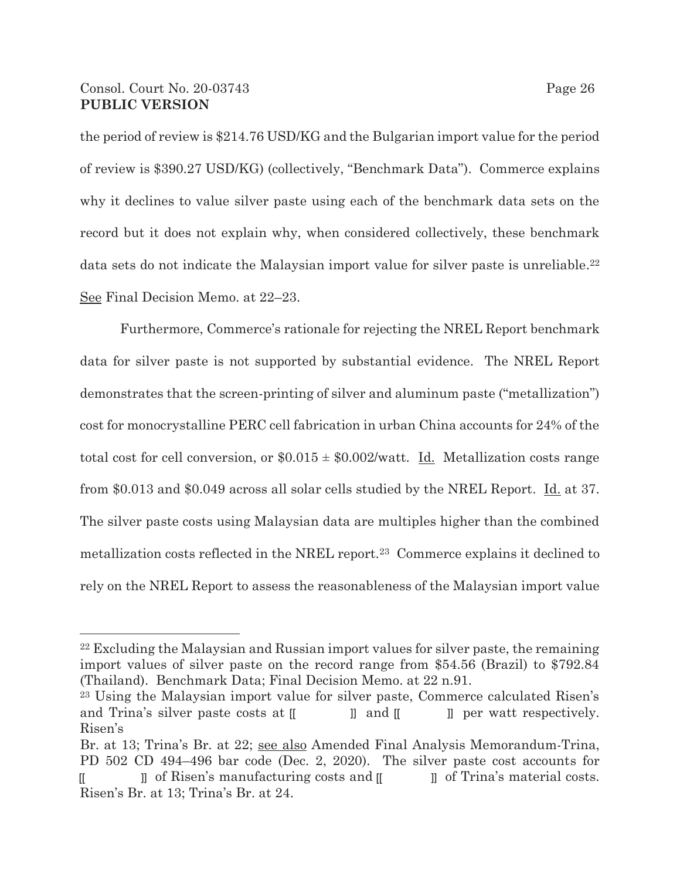the period of review is \$214.76 USD/KG and the Bulgarian import value for the period of review is \$390.27 USD/KG) (collectively, "Benchmark Data"). Commerce explains why it declines to value silver paste using each of the benchmark data sets on the record but it does not explain why, when considered collectively, these benchmark data sets do not indicate the Malaysian import value for silver paste is unreliable.[22] See Final Decision Memo. at 22–23.

Furthermore, Commerce's rationale for rejecting the NREL Report benchmark data for silver paste is not supported by substantial evidence. The NREL Report demonstrates that the screen-printing of silver and aluminum paste ("metallization") cost for monocrystalline PERC cell fabrication in urban China accounts for 24% of the total cost for cell conversion, or \$0.015 ± \$0.002/watt. Id. Metallization costs range from \$0.013 and \$0.049 across all solar cells studied by the NREL Report. Id. at 37. The silver paste costs using Malaysian data are multiples higher than the combined metallization costs reflected in the NREL report.[23] Commerce explains it declined to rely on the NREL Report to assess the reasonableness of the Malaysian import value

---

[22] Excluding the Malaysian and Russian import values for silver paste, the remaining import values of silver paste on the record range from \$54.56 (Brazil) to \$792.84 (Thailand). Benchmark Data; Final Decision Memo. at 22 n.91.

[23] Using the Malaysian import value for silver paste, Commerce calculated Risen's and Trina's silver paste costs at [[ ]] and [[ ]] per watt respectively. Risen's Br. at 13; Trina's Br. at 22; see also Amended Final Analysis Memorandum-Trina, PD 502 CD 494–496 bar code (Dec. 2, 2020). The silver paste cost accounts for [[ ]] of Risen's manufacturing costs and [[ ]] of Trina's material costs. Risen's Br. at 13; Trina's Br. at 24.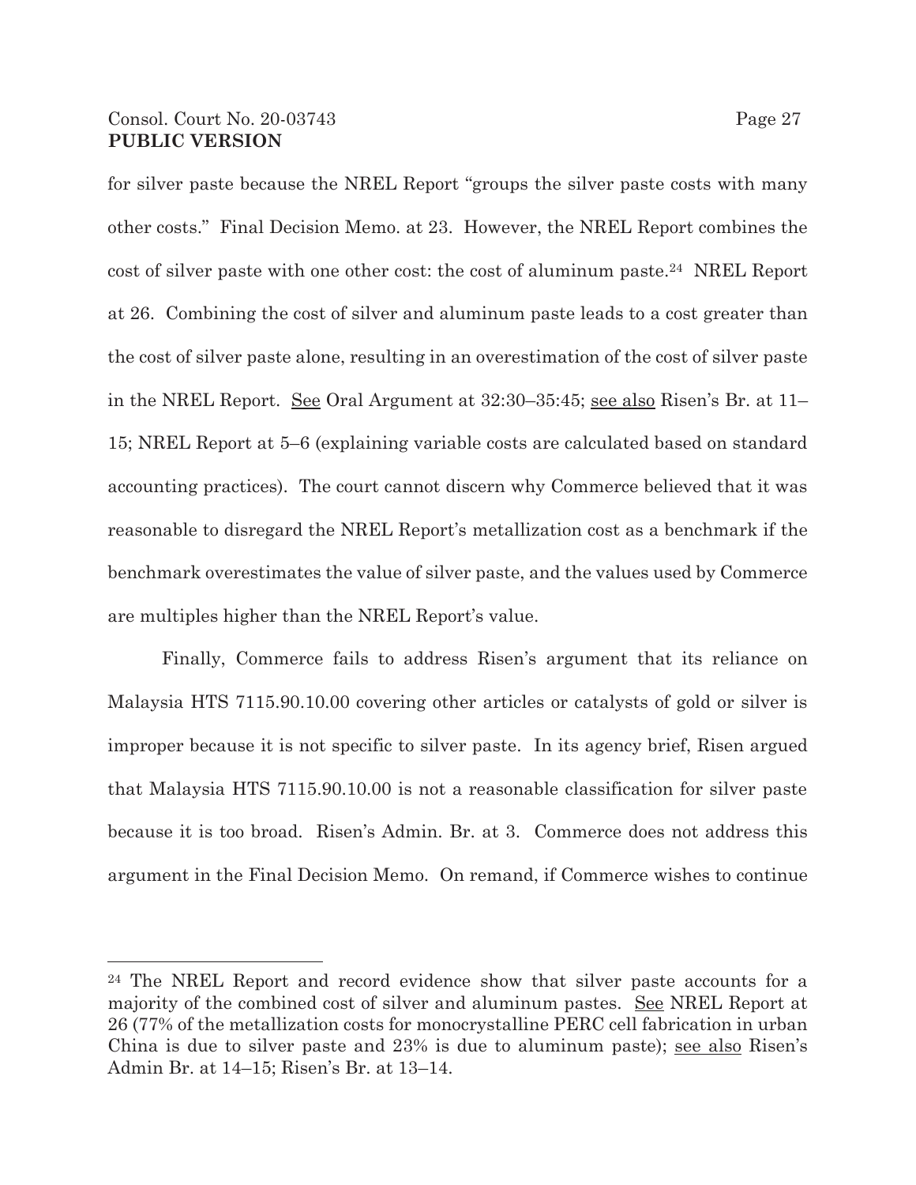for silver paste because the NREL Report "groups the silver paste costs with many other costs." Final Decision Memo. at 23. However, the NREL Report combines the cost of silver paste with one other cost: the cost of aluminum paste.[24] NREL Report at 26. Combining the cost of silver and aluminum paste leads to a cost greater than the cost of silver paste alone, resulting in an overestimation of the cost of silver paste in the NREL Report. See Oral Argument at 32:30–35:45; see also Risen's Br. at 11–15; NREL Report at 5–6 (explaining variable costs are calculated based on standard accounting practices). The court cannot discern why Commerce believed that it was reasonable to disregard the NREL Report's metallization cost as a benchmark if the benchmark overestimates the value of silver paste, and the values used by Commerce are multiples higher than the NREL Report's value.

Finally, Commerce fails to address Risen's argument that its reliance on Malaysia HTS 7115.90.10.00 covering other articles or catalysts of gold or silver is improper because it is not specific to silver paste. In its agency brief, Risen argued that Malaysia HTS 7115.90.10.00 is not a reasonable classification for silver paste because it is too broad. Risen's Admin. Br. at 3. Commerce does not address this argument in the Final Decision Memo. On remand, if Commerce wishes to continue

---

[24] The NREL Report and record evidence show that silver paste accounts for a majority of the combined cost of silver and aluminum pastes. See NREL Report at 26 (77% of the metallization costs for monocrystalline PERC cell fabrication in urban China is due to silver paste and 23% is due to aluminum paste); see also Risen's Admin Br. at 14–15; Risen's Br. at 13–14.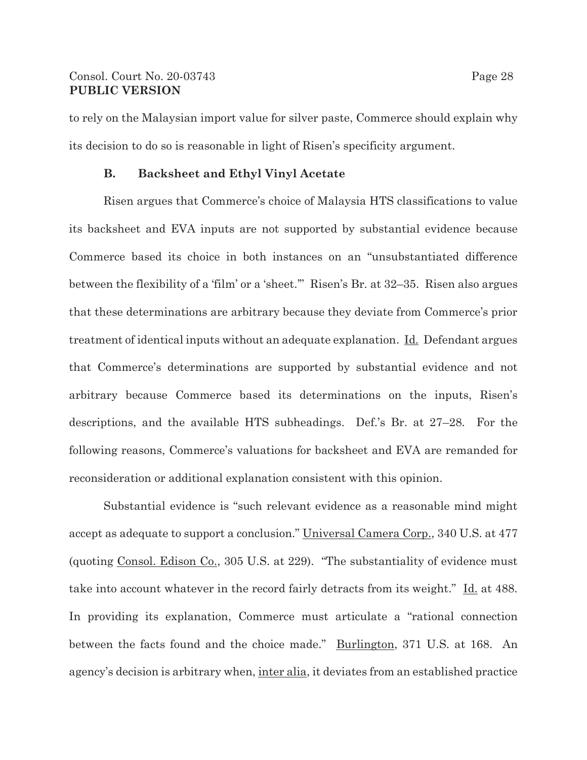to rely on the Malaysian import value for silver paste, Commerce should explain why its decision to do so is reasonable in light of Risen's specificity argument.

### B. Backsheet and Ethyl Vinyl Acetate

Risen argues that Commerce's choice of Malaysia HTS classifications to value its backsheet and EVA inputs are not supported by substantial evidence because Commerce based its choice in both instances on an "unsubstantiated difference between the flexibility of a 'film' or a 'sheet.'" Risen's Br. at 32–35. Risen also argues that these determinations are arbitrary because they deviate from Commerce's prior treatment of identical inputs without an adequate explanation. Id. Defendant argues that Commerce's determinations are supported by substantial evidence and not arbitrary because Commerce based its determinations on the inputs, Risen's descriptions, and the available HTS subheadings. Def.'s Br. at 27–28. For the following reasons, Commerce's valuations for backsheet and EVA are remanded for reconsideration or additional explanation consistent with this opinion.

Substantial evidence is "such relevant evidence as a reasonable mind might accept as adequate to support a conclusion." Universal Camera Corp., 340 U.S. at 477 (quoting Consol. Edison Co., 305 U.S. at 229). "The substantiality of evidence must take into account whatever in the record fairly detracts from its weight." Id. at 488. In providing its explanation, Commerce must articulate a "rational connection between the facts found and the choice made." Burlington, 371 U.S. at 168. An agency's decision is arbitrary when, inter alia, it deviates from an established practice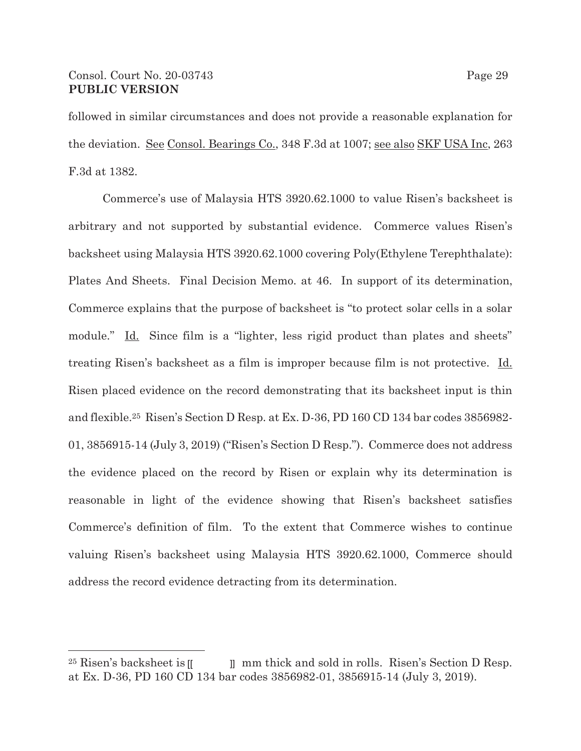followed in similar circumstances and does not provide a reasonable explanation for the deviation. See Consol. Bearings Co., 348 F.3d at 1007; see also SKF USA Inc, 263 F.3d at 1382.

Commerce's use of Malaysia HTS 3920.62.1000 to value Risen's backsheet is arbitrary and not supported by substantial evidence. Commerce values Risen's backsheet using Malaysia HTS 3920.62.1000 covering Poly(Ethylene Terephthalate): Plates And Sheets. Final Decision Memo. at 46. In support of its determination, Commerce explains that the purpose of backsheet is "to protect solar cells in a solar module." Id. Since film is a "lighter, less rigid product than plates and sheets" treating Risen's backsheet as a film is improper because film is not protective. Id. Risen placed evidence on the record demonstrating that its backsheet input is thin and flexible.[25] Risen's Section D Resp. at Ex. D-36, PD 160 CD 134 bar codes 3856982-01, 3856915-14 (July 3, 2019) ("Risen's Section D Resp."). Commerce does not address the evidence placed on the record by Risen or explain why its determination is reasonable in light of the evidence showing that Risen's backsheet satisfies Commerce's definition of film. To the extent that Commerce wishes to continue valuing Risen's backsheet using Malaysia HTS 3920.62.1000, Commerce should address the record evidence detracting from its determination.

---

[25] Risen's backsheet is [[ ]] mm thick and sold in rolls. Risen's Section D Resp. at Ex. D-36, PD 160 CD 134 bar codes 3856982-01, 3856915-14 (July 3, 2019).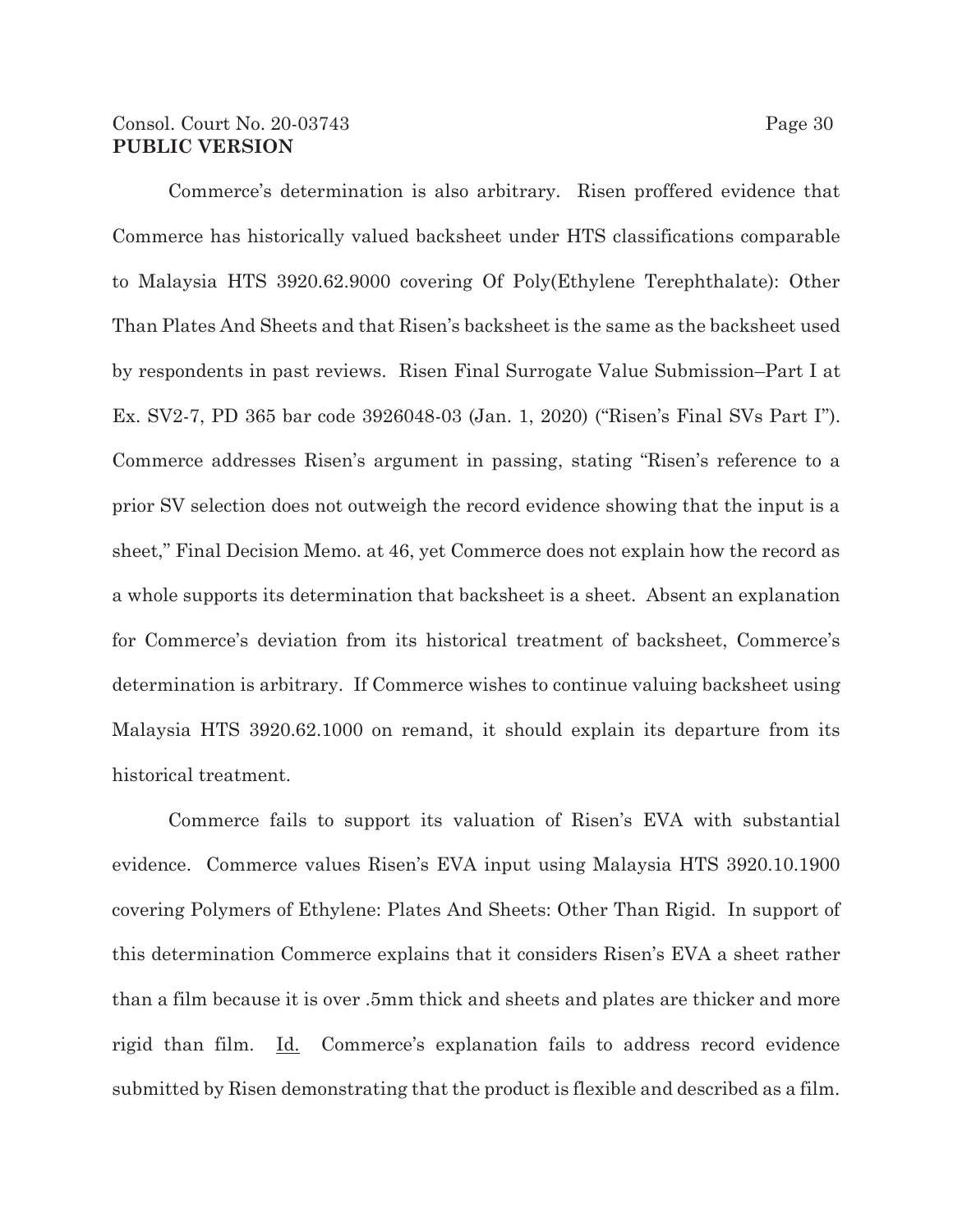Commerce's determination is also arbitrary. Risen proffered evidence that Commerce has historically valued backsheet under HTS classifications comparable to Malaysia HTS 3920.62.9000 covering Of Poly(Ethylene Terephthalate): Other Than Plates And Sheets and that Risen's backsheet is the same as the backsheet used by respondents in past reviews. Risen Final Surrogate Value Submission–Part I at Ex. SV2-7, PD 365 bar code 3926048-03 (Jan. 1, 2020) ("Risen's Final SVs Part I"). Commerce addresses Risen's argument in passing, stating "Risen's reference to a prior SV selection does not outweigh the record evidence showing that the input is a sheet," Final Decision Memo. at 46, yet Commerce does not explain how the record as a whole supports its determination that backsheet is a sheet. Absent an explanation for Commerce's deviation from its historical treatment of backsheet, Commerce's determination is arbitrary. If Commerce wishes to continue valuing backsheet using Malaysia HTS 3920.62.1000 on remand, it should explain its departure from its historical treatment.

Commerce fails to support its valuation of Risen's EVA with substantial evidence. Commerce values Risen's EVA input using Malaysia HTS 3920.10.1900 covering Polymers of Ethylene: Plates And Sheets: Other Than Rigid. In support of this determination Commerce explains that it considers Risen's EVA a sheet rather than a film because it is over .5mm thick and sheets and plates are thicker and more rigid than film. Id. Commerce's explanation fails to address record evidence submitted by Risen demonstrating that the product is flexible and described as a film.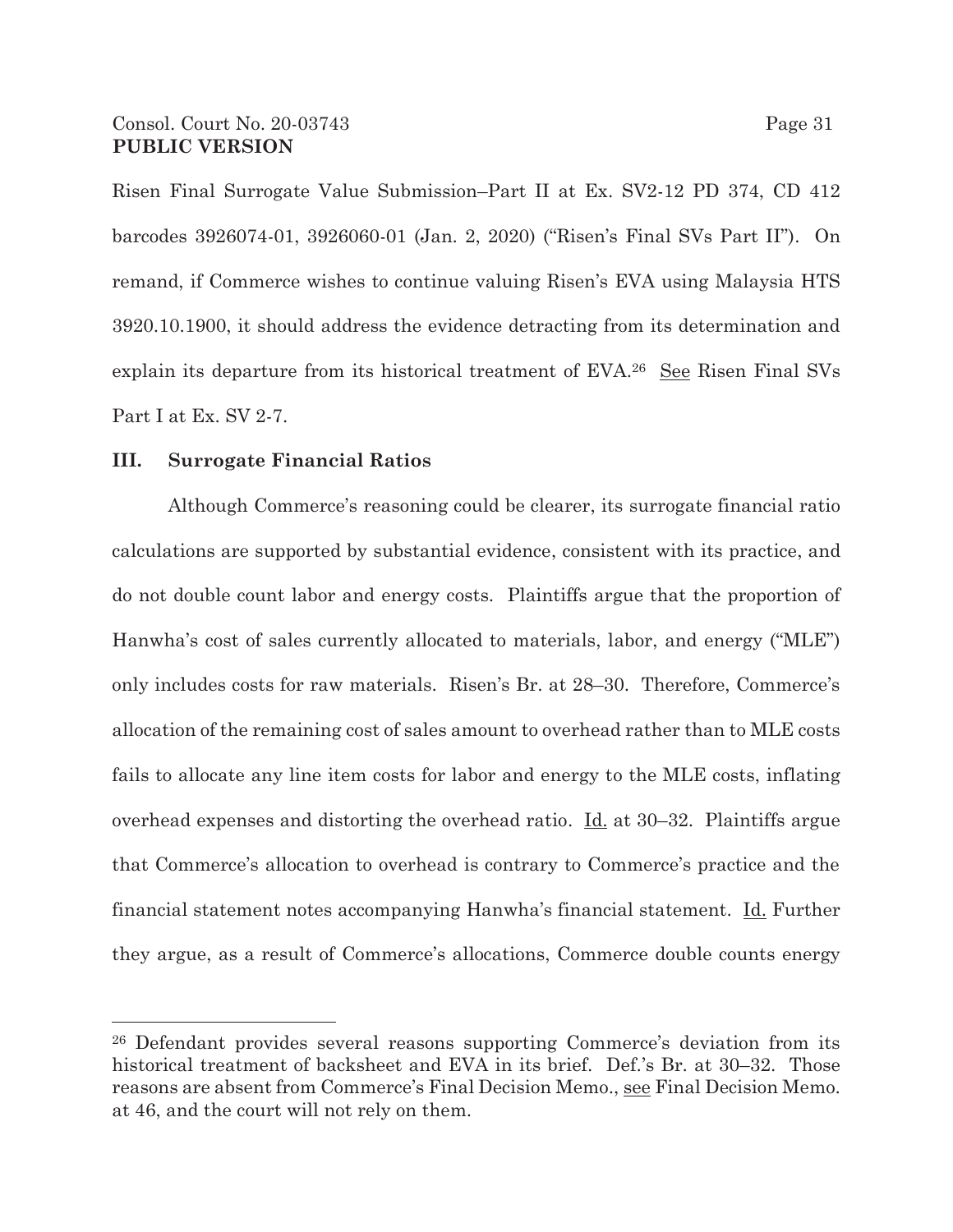Risen Final Surrogate Value Submission–Part II at Ex. SV2-12 PD 374, CD 412 barcodes 3926074-01, 3926060-01 (Jan. 2, 2020) ("Risen's Final SVs Part II"). On remand, if Commerce wishes to continue valuing Risen's EVA using Malaysia HTS 3920.10.1900, it should address the evidence detracting from its determination and explain its departure from its historical treatment of EVA.[26] See Risen Final SVs Part I at Ex. SV 2-7.

## III. Surrogate Financial Ratios

Although Commerce's reasoning could be clearer, its surrogate financial ratio calculations are supported by substantial evidence, consistent with its practice, and do not double count labor and energy costs. Plaintiffs argue that the proportion of Hanwha's cost of sales currently allocated to materials, labor, and energy ("MLE") only includes costs for raw materials. Risen's Br. at 28–30. Therefore, Commerce's allocation of the remaining cost of sales amount to overhead rather than to MLE costs fails to allocate any line item costs for labor and energy to the MLE costs, inflating overhead expenses and distorting the overhead ratio. Id. at 30–32. Plaintiffs argue that Commerce's allocation to overhead is contrary to Commerce's practice and the financial statement notes accompanying Hanwha's financial statement. Id. Further they argue, as a result of Commerce's allocations, Commerce double counts energy

---

[26] Defendant provides several reasons supporting Commerce's deviation from its historical treatment of backsheet and EVA in its brief. Def.'s Br. at 30–32. Those reasons are absent from Commerce's Final Decision Memo., see Final Decision Memo. at 46, and the court will not rely on them.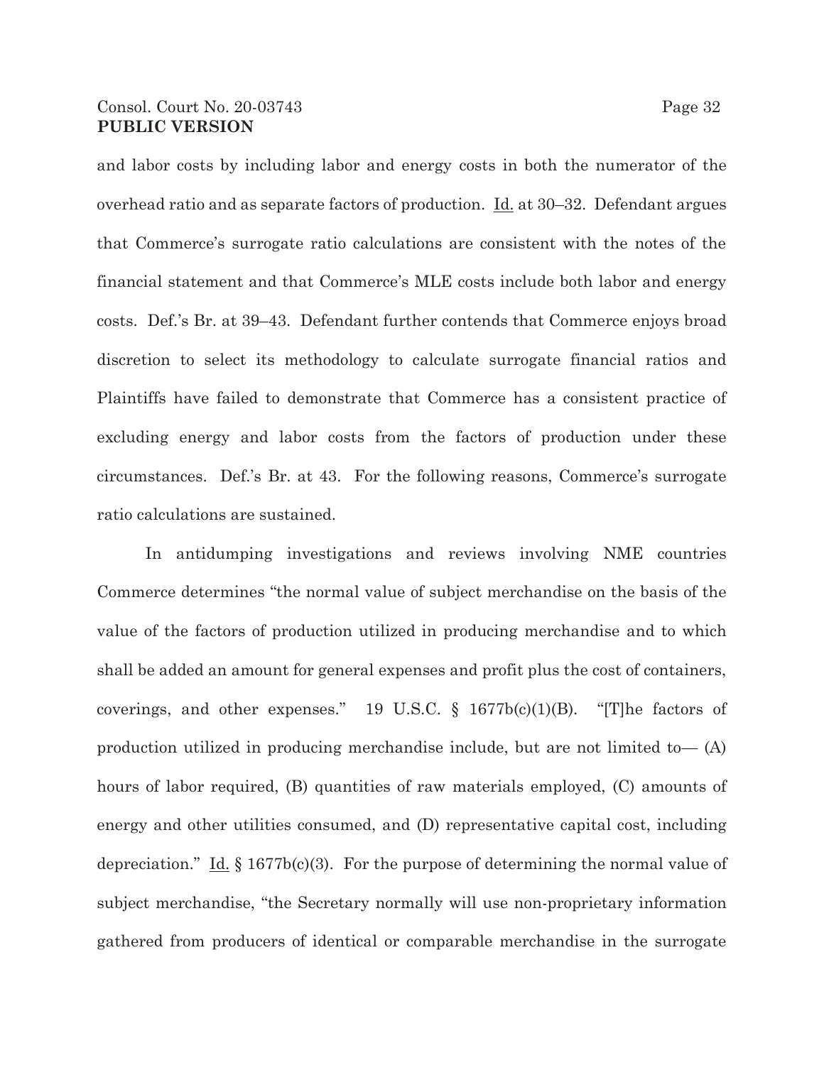and labor costs by including labor and energy costs in both the numerator of the overhead ratio and as separate factors of production. Id. at 30–32. Defendant argues that Commerce's surrogate ratio calculations are consistent with the notes of the financial statement and that Commerce's MLE costs include both labor and energy costs. Def.'s Br. at 39–43. Defendant further contends that Commerce enjoys broad discretion to select its methodology to calculate surrogate financial ratios and Plaintiffs have failed to demonstrate that Commerce has a consistent practice of excluding energy and labor costs from the factors of production under these circumstances. Def.'s Br. at 43. For the following reasons, Commerce's surrogate ratio calculations are sustained.

In antidumping investigations and reviews involving NME countries Commerce determines "the normal value of subject merchandise on the basis of the value of the factors of production utilized in producing merchandise and to which shall be added an amount for general expenses and profit plus the cost of containers, coverings, and other expenses." 19 U.S.C. § 1677b(c)(1)(B). "[T]he factors of production utilized in producing merchandise include, but are not limited to— (A) hours of labor required, (B) quantities of raw materials employed, (C) amounts of energy and other utilities consumed, and (D) representative capital cost, including depreciation." Id. § 1677b(c)(3). For the purpose of determining the normal value of subject merchandise, "the Secretary normally will use non-proprietary information gathered from producers of identical or comparable merchandise in the surrogate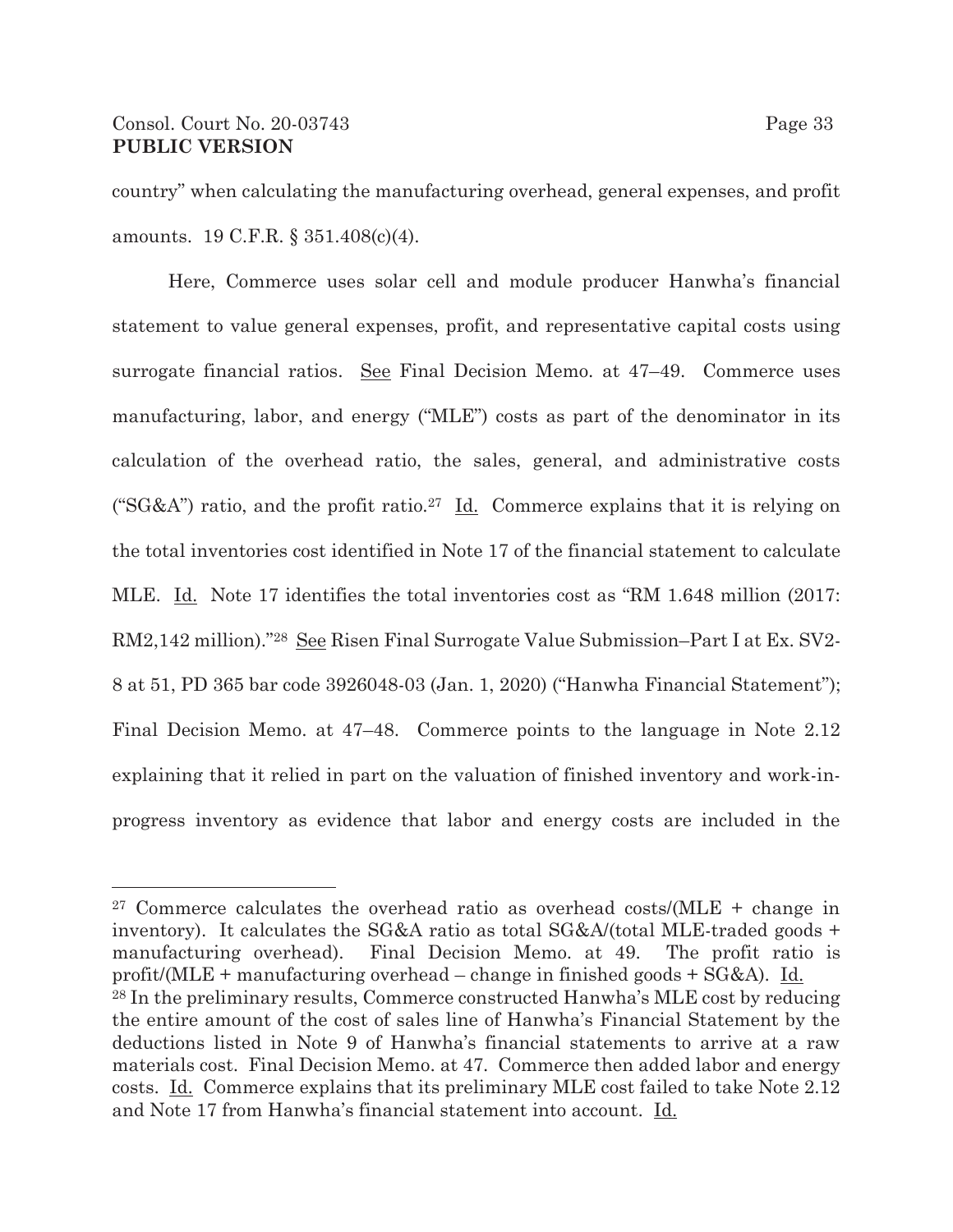country" when calculating the manufacturing overhead, general expenses, and profit amounts. 19 C.F.R. § 351.408(c)(4).

Here, Commerce uses solar cell and module producer Hanwha's financial statement to value general expenses, profit, and representative capital costs using surrogate financial ratios. See Final Decision Memo. at 47–49. Commerce uses manufacturing, labor, and energy ("MLE") costs as part of the denominator in its calculation of the overhead ratio, the sales, general, and administrative costs ("SG&A") ratio, and the profit ratio.[27] Id. Commerce explains that it is relying on the total inventories cost identified in Note 17 of the financial statement to calculate MLE. Id. Note 17 identifies the total inventories cost as "RM 1.648 million (2017: RM2,142 million)."[28] See Risen Final Surrogate Value Submission–Part I at Ex. SV2-8 at 51, PD 365 bar code 3926048-03 (Jan. 1, 2020) ("Hanwha Financial Statement"); Final Decision Memo. at 47–48. Commerce points to the language in Note 2.12 explaining that it relied in part on the valuation of finished inventory and work-in-progress inventory as evidence that labor and energy costs are included in the

---

[27] Commerce calculates the overhead ratio as overhead costs/(MLE + change in inventory). It calculates the SG&A ratio as total SG&A/(total MLE-traded goods + manufacturing overhead). Final Decision Memo. at 49. The profit ratio is profit/(MLE + manufacturing overhead – change in finished goods + SG&A). Id.

[28] In the preliminary results, Commerce constructed Hanwha's MLE cost by reducing the entire amount of the cost of sales line of Hanwha's Financial Statement by the deductions listed in Note 9 of Hanwha's financial statements to arrive at a raw materials cost. Final Decision Memo. at 47. Commerce then added labor and energy costs. Id. Commerce explains that its preliminary MLE cost failed to take Note 2.12 and Note 17 from Hanwha's financial statement into account. Id.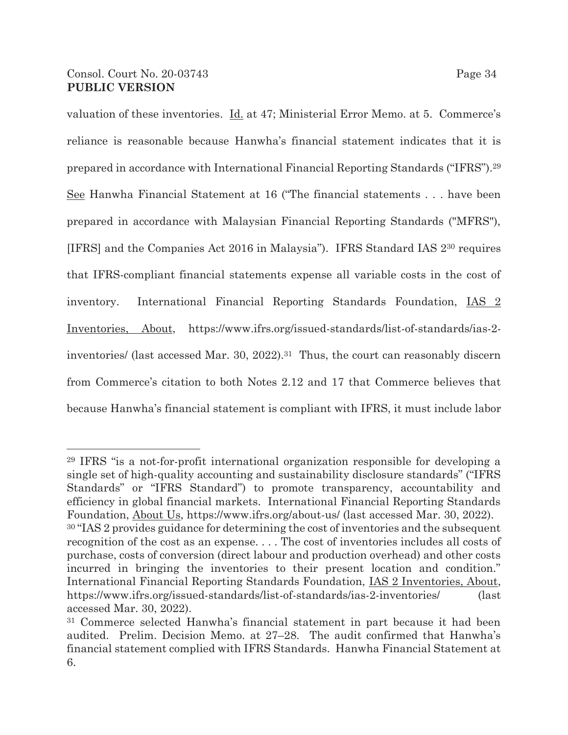valuation of these inventories. Id. at 47; Ministerial Error Memo. at 5. Commerce's reliance is reasonable because Hanwha's financial statement indicates that it is prepared in accordance with International Financial Reporting Standards ("IFRS").[29] See Hanwha Financial Statement at 16 ("The financial statements . . . have been prepared in accordance with Malaysian Financial Reporting Standards ("MFRS"), [IFRS] and the Companies Act 2016 in Malaysia"). IFRS Standard IAS 2[30] requires that IFRS-compliant financial statements expense all variable costs in the cost of inventory. International Financial Reporting Standards Foundation, IAS 2 Inventories, About, https://www.ifrs.org/issued-standards/list-of-standards/ias-2-inventories/ (last accessed Mar. 30, 2022).[31] Thus, the court can reasonably discern from Commerce's citation to both Notes 2.12 and 17 that Commerce believes that because Hanwha's financial statement is compliant with IFRS, it must include labor

---

[29] IFRS "is a not-for-profit international organization responsible for developing a single set of high-quality accounting and sustainability disclosure standards" ("IFRS Standards" or "IFRS Standard") to promote transparency, accountability and efficiency in global financial markets. International Financial Reporting Standards Foundation, About Us, https://www.ifrs.org/about-us/ (last accessed Mar. 30, 2022).

[30] "IAS 2 provides guidance for determining the cost of inventories and the subsequent recognition of the cost as an expense. . . . The cost of inventories includes all costs of purchase, costs of conversion (direct labour and production overhead) and other costs incurred in bringing the inventories to their present location and condition." International Financial Reporting Standards Foundation, IAS 2 Inventories, About, https://www.ifrs.org/issued-standards/list-of-standards/ias-2-inventories/ (last accessed Mar. 30, 2022).

[31] Commerce selected Hanwha's financial statement in part because it had been audited. Prelim. Decision Memo. at 27–28. The audit confirmed that Hanwha's financial statement complied with IFRS Standards. Hanwha Financial Statement at 6.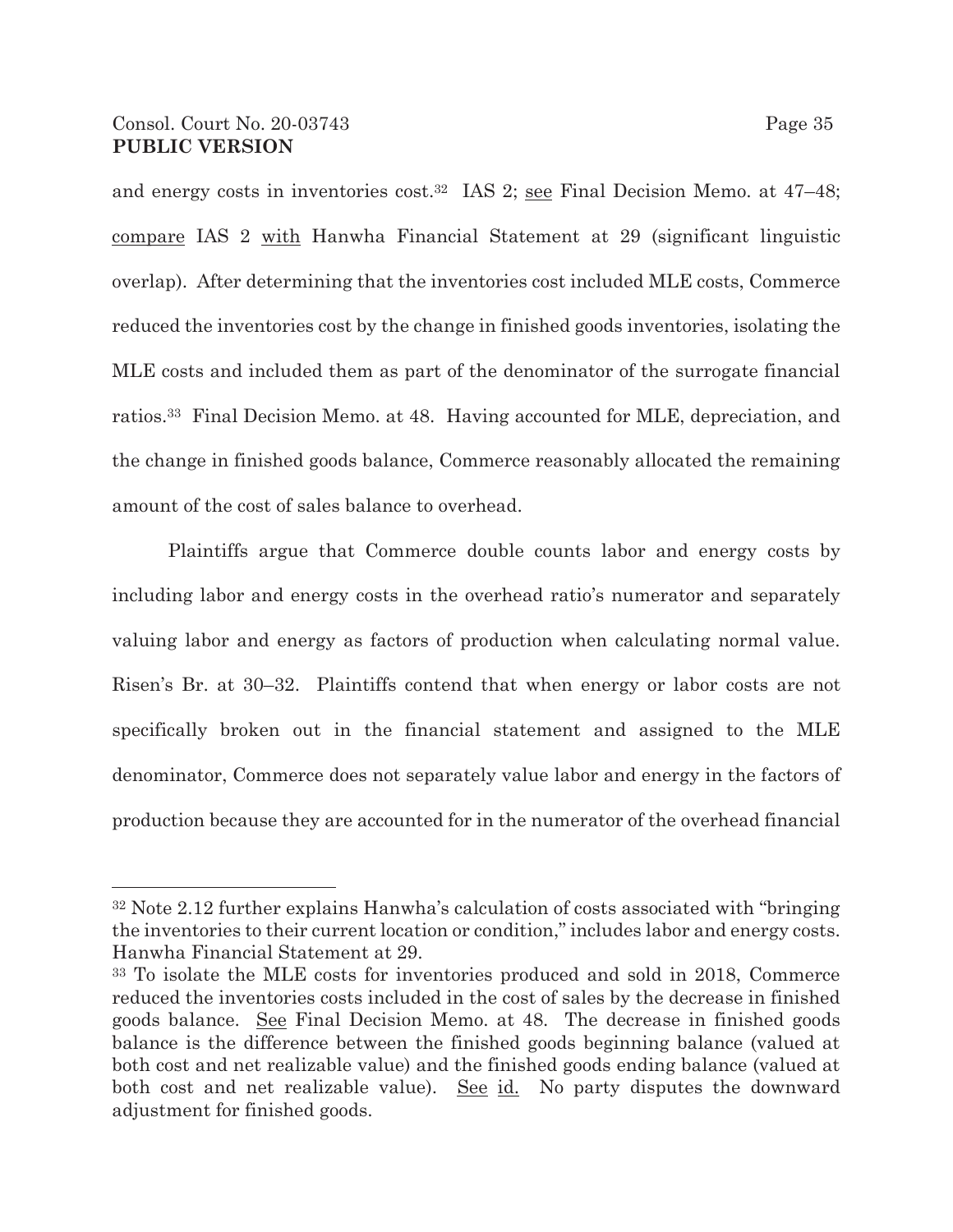and energy costs in inventories cost.[32] IAS 2; see Final Decision Memo. at 47–48; compare IAS 2 with Hanwha Financial Statement at 29 (significant linguistic overlap). After determining that the inventories cost included MLE costs, Commerce reduced the inventories cost by the change in finished goods inventories, isolating the MLE costs and included them as part of the denominator of the surrogate financial ratios.[33] Final Decision Memo. at 48. Having accounted for MLE, depreciation, and the change in finished goods balance, Commerce reasonably allocated the remaining amount of the cost of sales balance to overhead.

Plaintiffs argue that Commerce double counts labor and energy costs by including labor and energy costs in the overhead ratio's numerator and separately valuing labor and energy as factors of production when calculating normal value. Risen's Br. at 30–32. Plaintiffs contend that when energy or labor costs are not specifically broken out in the financial statement and assigned to the MLE denominator, Commerce does not separately value labor and energy in the factors of production because they are accounted for in the numerator of the overhead financial

---

[32] Note 2.12 further explains Hanwha's calculation of costs associated with "bringing the inventories to their current location or condition," includes labor and energy costs. Hanwha Financial Statement at 29.

[33] To isolate the MLE costs for inventories produced and sold in 2018, Commerce reduced the inventories costs included in the cost of sales by the decrease in finished goods balance. See Final Decision Memo. at 48. The decrease in finished goods balance is the difference between the finished goods beginning balance (valued at both cost and net realizable value) and the finished goods ending balance (valued at both cost and net realizable value). See id. No party disputes the downward adjustment for finished goods.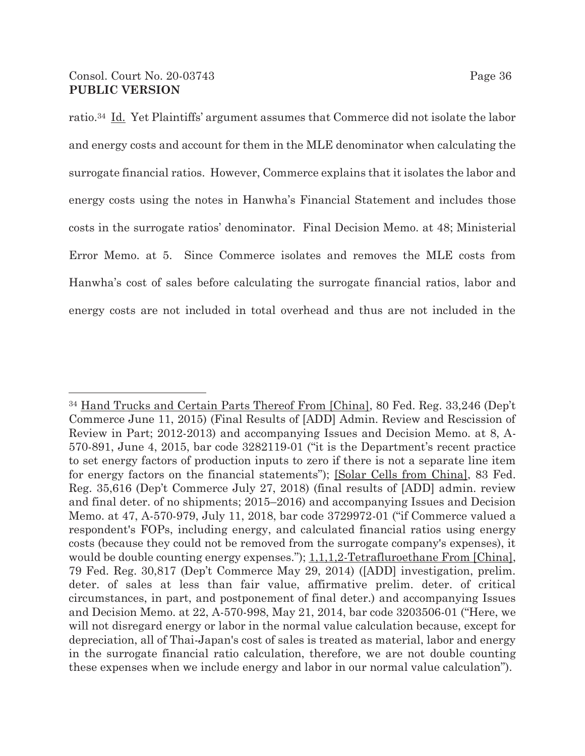ratio.[34] Id. Yet Plaintiffs' argument assumes that Commerce did not isolate the labor and energy costs and account for them in the MLE denominator when calculating the surrogate financial ratios. However, Commerce explains that it isolates the labor and energy costs using the notes in Hanwha's Financial Statement and includes those costs in the surrogate ratios' denominator. Final Decision Memo. at 48; Ministerial Error Memo. at 5. Since Commerce isolates and removes the MLE costs from Hanwha's cost of sales before calculating the surrogate financial ratios, labor and energy costs are not included in total overhead and thus are not included in the

---

[34] Hand Trucks and Certain Parts Thereof From [China], 80 Fed. Reg. 33,246 (Dep't Commerce June 11, 2015) (Final Results of [ADD] Admin. Review and Rescission of Review in Part; 2012-2013) and accompanying Issues and Decision Memo. at 8, A-570-891, June 4, 2015, bar code 3282119-01 ("it is the Department's recent practice to set energy factors of production inputs to zero if there is not a separate line item for energy factors on the financial statements"); [Solar Cells from China], 83 Fed. Reg. 35,616 (Dep't Commerce July 27, 2018) (final results of [ADD] admin. review and final deter. of no shipments; 2015–2016) and accompanying Issues and Decision Memo. at 47, A-570-979, July 11, 2018, bar code 3729972-01 ("if Commerce valued a respondent's FOPs, including energy, and calculated financial ratios using energy costs (because they could not be removed from the surrogate company's expenses), it would be double counting energy expenses."); 1,1,1,2-Tetrafluroethane From [China], 79 Fed. Reg. 30,817 (Dep't Commerce May 29, 2014) ([ADD] investigation, prelim. deter. of sales at less than fair value, affirmative prelim. deter. of critical circumstances, in part, and postponement of final deter.) and accompanying Issues and Decision Memo. at 22, A-570-998, May 21, 2014, bar code 3203506-01 ("Here, we will not disregard energy or labor in the normal value calculation because, except for depreciation, all of Thai-Japan's cost of sales is treated as material, labor and energy in the surrogate financial ratio calculation, therefore, we are not double counting these expenses when we include energy and labor in our normal value calculation").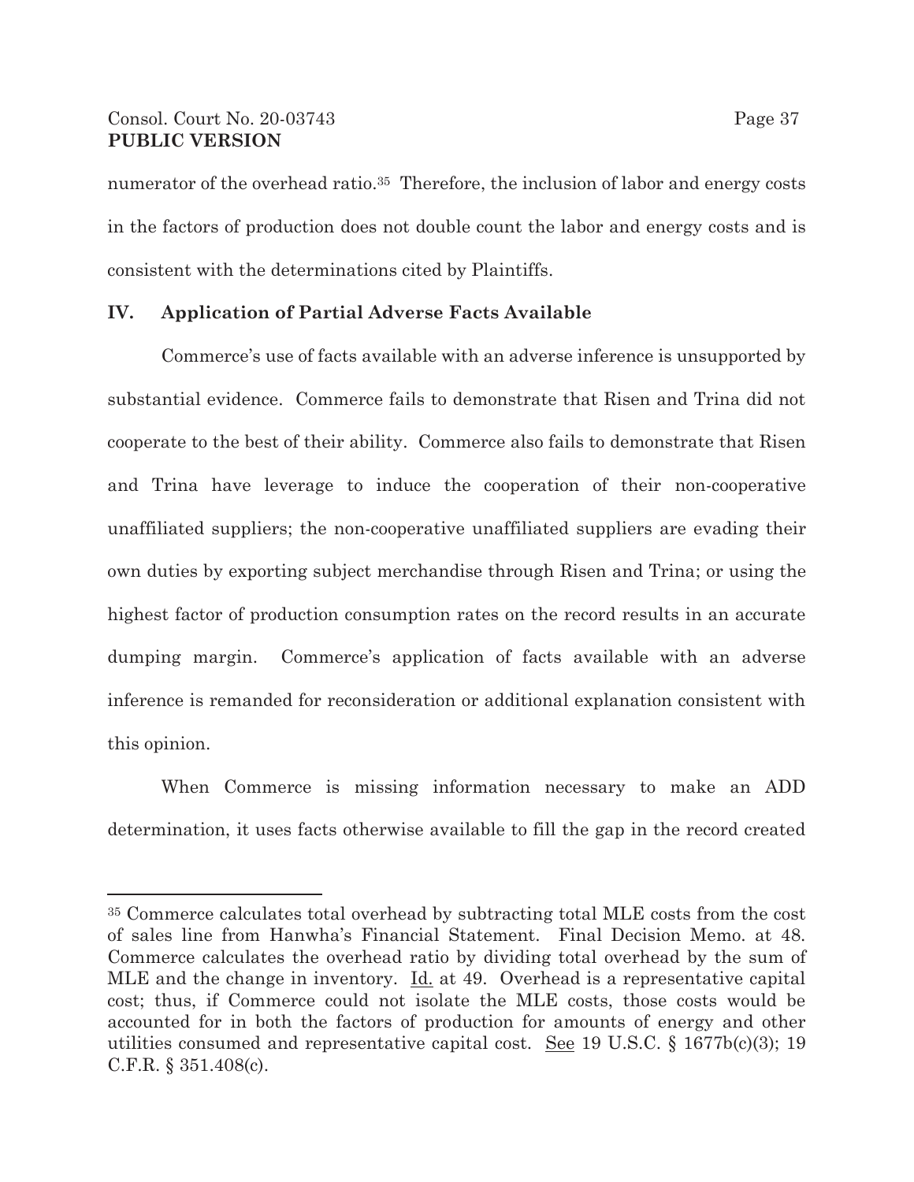numerator of the overhead ratio.[35] Therefore, the inclusion of labor and energy costs in the factors of production does not double count the labor and energy costs and is consistent with the determinations cited by Plaintiffs.

## IV. Application of Partial Adverse Facts Available

Commerce's use of facts available with an adverse inference is unsupported by substantial evidence. Commerce fails to demonstrate that Risen and Trina did not cooperate to the best of their ability. Commerce also fails to demonstrate that Risen and Trina have leverage to induce the cooperation of their non-cooperative unaffiliated suppliers; the non-cooperative unaffiliated suppliers are evading their own duties by exporting subject merchandise through Risen and Trina; or using the highest factor of production consumption rates on the record results in an accurate dumping margin. Commerce's application of facts available with an adverse inference is remanded for reconsideration or additional explanation consistent with this opinion.

When Commerce is missing information necessary to make an ADD determination, it uses facts otherwise available to fill the gap in the record created

---

[35] Commerce calculates total overhead by subtracting total MLE costs from the cost of sales line from Hanwha's Financial Statement. Final Decision Memo. at 48. Commerce calculates the overhead ratio by dividing total overhead by the sum of MLE and the change in inventory. Id. at 49. Overhead is a representative capital cost; thus, if Commerce could not isolate the MLE costs, those costs would be accounted for in both the factors of production for amounts of energy and other utilities consumed and representative capital cost. See 19 U.S.C. § 1677b(c)(3); 19 C.F.R. § 351.408(c).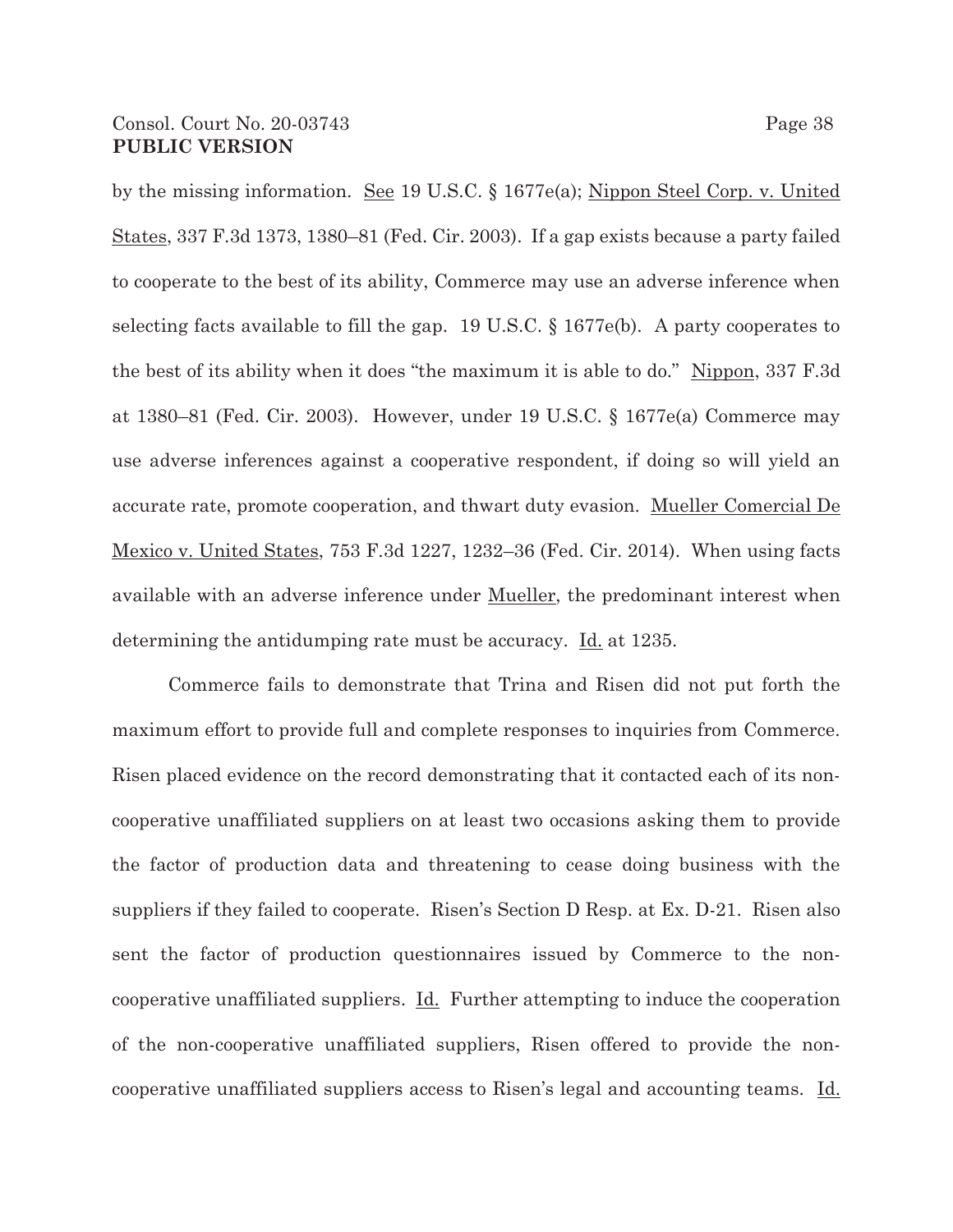by the missing information. See 19 U.S.C. § 1677e(a); Nippon Steel Corp. v. United States, 337 F.3d 1373, 1380–81 (Fed. Cir. 2003). If a gap exists because a party failed to cooperate to the best of its ability, Commerce may use an adverse inference when selecting facts available to fill the gap. 19 U.S.C. § 1677e(b). A party cooperates to the best of its ability when it does "the maximum it is able to do." Nippon, 337 F.3d at 1380–81 (Fed. Cir. 2003). However, under 19 U.S.C. § 1677e(a) Commerce may use adverse inferences against a cooperative respondent, if doing so will yield an accurate rate, promote cooperation, and thwart duty evasion. Mueller Comercial De Mexico v. United States, 753 F.3d 1227, 1232–36 (Fed. Cir. 2014). When using facts available with an adverse inference under Mueller, the predominant interest when determining the antidumping rate must be accuracy. Id. at 1235.

Commerce fails to demonstrate that Trina and Risen did not put forth the maximum effort to provide full and complete responses to inquiries from Commerce. Risen placed evidence on the record demonstrating that it contacted each of its non-cooperative unaffiliated suppliers on at least two occasions asking them to provide the factor of production data and threatening to cease doing business with the suppliers if they failed to cooperate. Risen's Section D Resp. at Ex. D-21. Risen also sent the factor of production questionnaires issued by Commerce to the non-cooperative unaffiliated suppliers. Id. Further attempting to induce the cooperation of the non-cooperative unaffiliated suppliers, Risen offered to provide the non-cooperative unaffiliated suppliers access to Risen's legal and accounting teams. Id.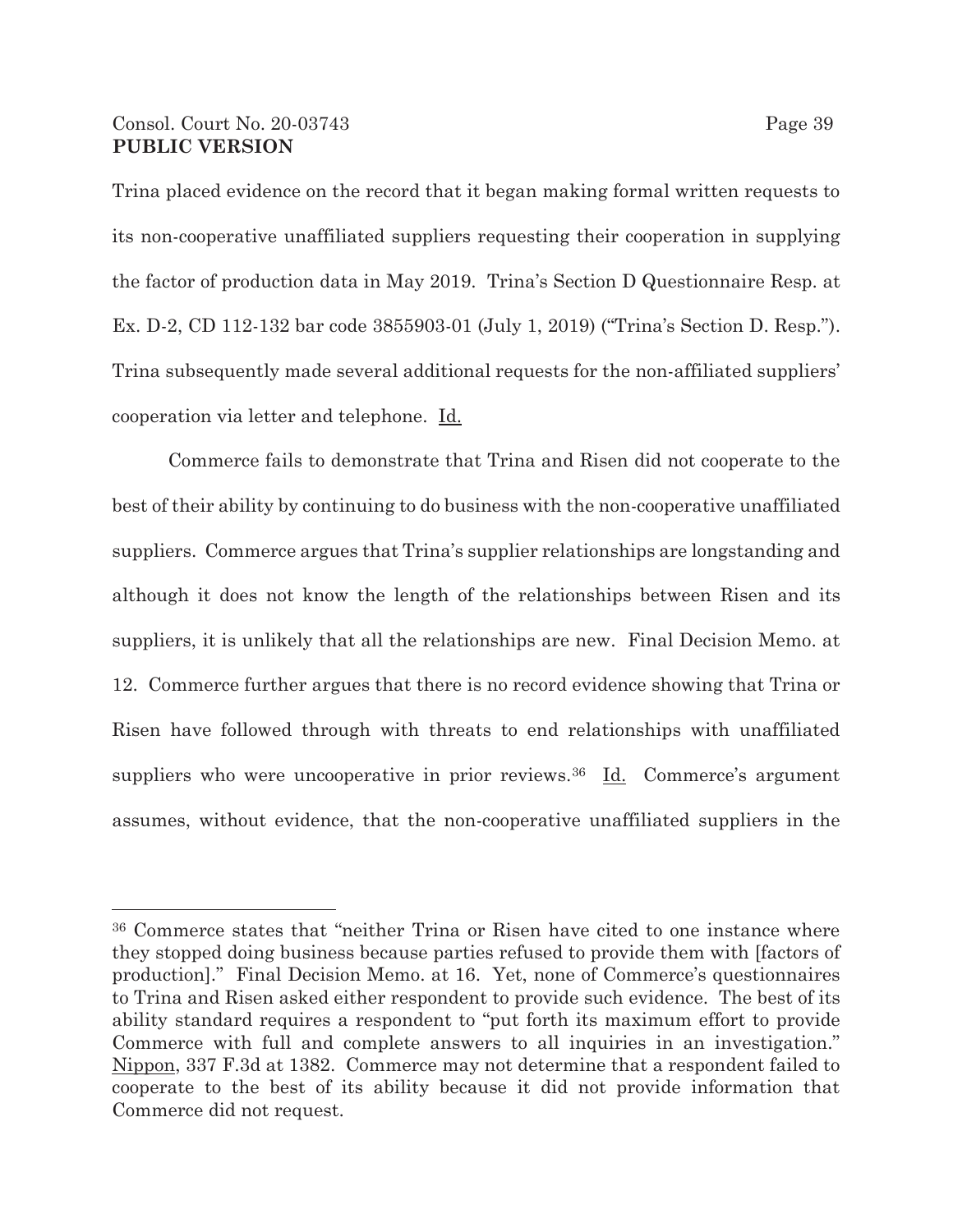Trina placed evidence on the record that it began making formal written requests to its non-cooperative unaffiliated suppliers requesting their cooperation in supplying the factor of production data in May 2019. Trina's Section D Questionnaire Resp. at Ex. D-2, CD 112-132 bar code 3855903-01 (July 1, 2019) ("Trina's Section D. Resp."). Trina subsequently made several additional requests for the non-affiliated suppliers' cooperation via letter and telephone. Id.

Commerce fails to demonstrate that Trina and Risen did not cooperate to the best of their ability by continuing to do business with the non-cooperative unaffiliated suppliers. Commerce argues that Trina's supplier relationships are longstanding and although it does not know the length of the relationships between Risen and its suppliers, it is unlikely that all the relationships are new. Final Decision Memo. at 12. Commerce further argues that there is no record evidence showing that Trina or Risen have followed through with threats to end relationships with unaffiliated suppliers who were uncooperative in prior reviews.[36] Id. Commerce's argument assumes, without evidence, that the non-cooperative unaffiliated suppliers in the

---

[36] Commerce states that "neither Trina or Risen have cited to one instance where they stopped doing business because parties refused to provide them with [factors of production]." Final Decision Memo. at 16. Yet, none of Commerce's questionnaires to Trina and Risen asked either respondent to provide such evidence. The best of its ability standard requires a respondent to "put forth its maximum effort to provide Commerce with full and complete answers to all inquiries in an investigation." Nippon, 337 F.3d at 1382. Commerce may not determine that a respondent failed to cooperate to the best of its ability because it did not provide information that Commerce did not request.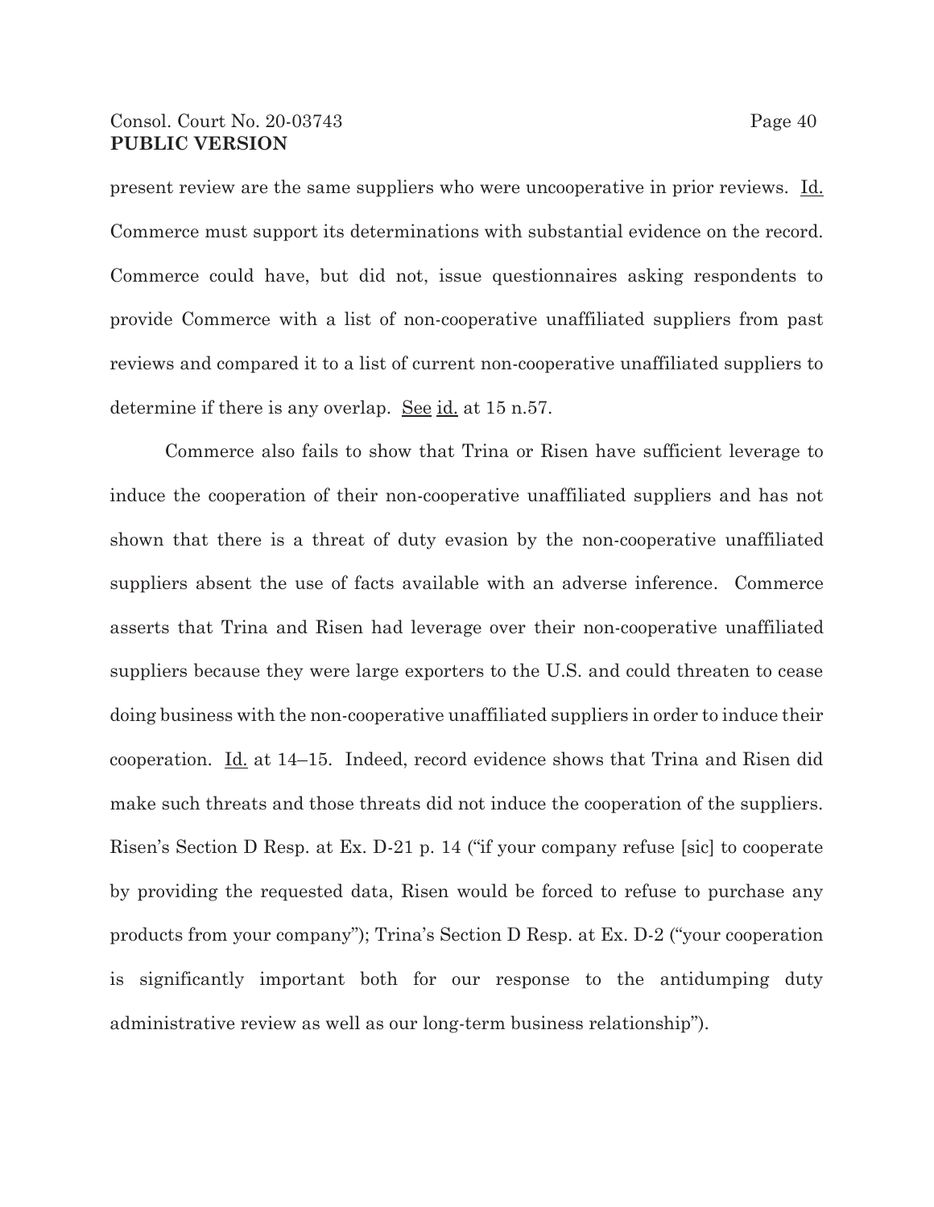present review are the same suppliers who were uncooperative in prior reviews. Id. Commerce must support its determinations with substantial evidence on the record. Commerce could have, but did not, issue questionnaires asking respondents to provide Commerce with a list of non-cooperative unaffiliated suppliers from past reviews and compared it to a list of current non-cooperative unaffiliated suppliers to determine if there is any overlap. See id. at 15 n.57.

Commerce also fails to show that Trina or Risen have sufficient leverage to induce the cooperation of their non-cooperative unaffiliated suppliers and has not shown that there is a threat of duty evasion by the non-cooperative unaffiliated suppliers absent the use of facts available with an adverse inference. Commerce asserts that Trina and Risen had leverage over their non-cooperative unaffiliated suppliers because they were large exporters to the U.S. and could threaten to cease doing business with the non-cooperative unaffiliated suppliers in order to induce their cooperation. Id. at 14–15. Indeed, record evidence shows that Trina and Risen did make such threats and those threats did not induce the cooperation of the suppliers. Risen's Section D Resp. at Ex. D-21 p. 14 ("if your company refuse [sic] to cooperate by providing the requested data, Risen would be forced to refuse to purchase any products from your company"); Trina's Section D Resp. at Ex. D-2 ("your cooperation is significantly important both for our response to the antidumping duty administrative review as well as our long-term business relationship").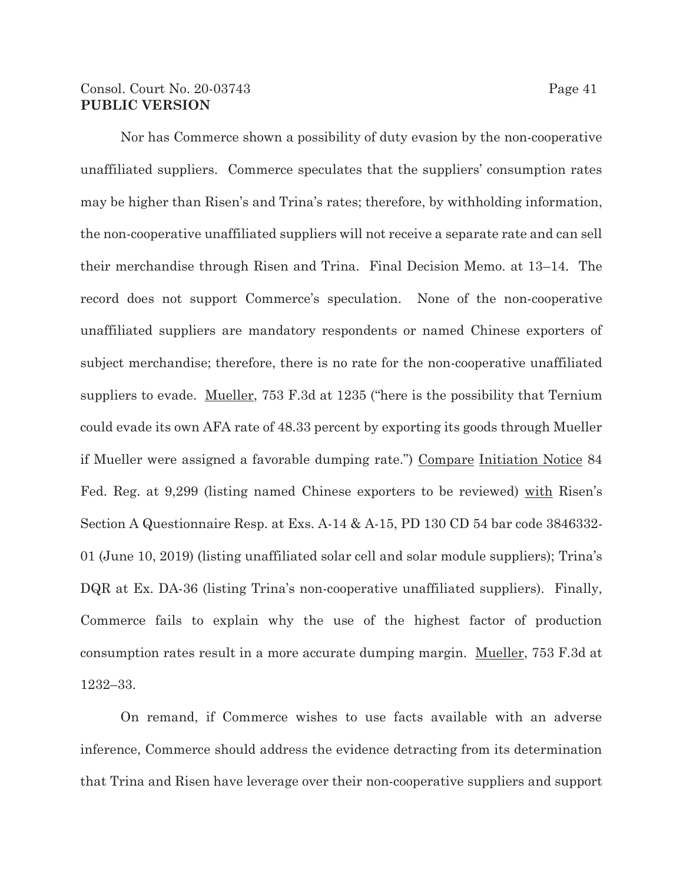Nor has Commerce shown a possibility of duty evasion by the non-cooperative unaffiliated suppliers. Commerce speculates that the suppliers' consumption rates may be higher than Risen's and Trina's rates; therefore, by withholding information, the non-cooperative unaffiliated suppliers will not receive a separate rate and can sell their merchandise through Risen and Trina. Final Decision Memo. at 13–14. The record does not support Commerce's speculation. None of the non-cooperative unaffiliated suppliers are mandatory respondents or named Chinese exporters of subject merchandise; therefore, there is no rate for the non-cooperative unaffiliated suppliers to evade. Mueller, 753 F.3d at 1235 ("here is the possibility that Ternium could evade its own AFA rate of 48.33 percent by exporting its goods through Mueller if Mueller were assigned a favorable dumping rate.") Compare Initiation Notice 84 Fed. Reg. at 9,299 (listing named Chinese exporters to be reviewed) with Risen's Section A Questionnaire Resp. at Exs. A-14 & A-15, PD 130 CD 54 bar code 3846332-01 (June 10, 2019) (listing unaffiliated solar cell and solar module suppliers); Trina's DQR at Ex. DA-36 (listing Trina's non-cooperative unaffiliated suppliers). Finally, Commerce fails to explain why the use of the highest factor of production consumption rates result in a more accurate dumping margin. Mueller, 753 F.3d at 1232–33.

On remand, if Commerce wishes to use facts available with an adverse inference, Commerce should address the evidence detracting from its determination that Trina and Risen have leverage over their non-cooperative suppliers and support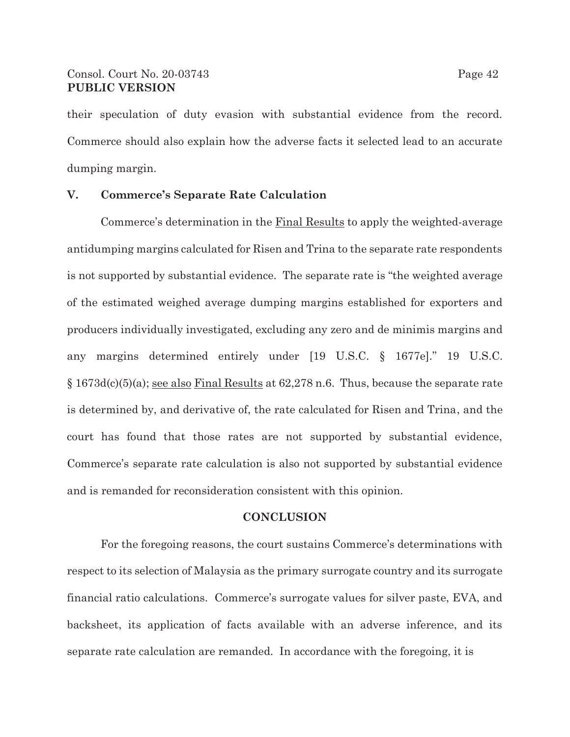their speculation of duty evasion with substantial evidence from the record. Commerce should also explain how the adverse facts it selected lead to an accurate dumping margin.

## V. Commerce's Separate Rate Calculation

Commerce's determination in the Final Results to apply the weighted-average antidumping margins calculated for Risen and Trina to the separate rate respondents is not supported by substantial evidence. The separate rate is "the weighted average of the estimated weighed average dumping margins established for exporters and producers individually investigated, excluding any zero and de minimis margins and any margins determined entirely under [19 U.S.C. § 1677e]." 19 U.S.C. § 1673d(c)(5)(a); see also Final Results at 62,278 n.6. Thus, because the separate rate is determined by, and derivative of, the rate calculated for Risen and Trina, and the court has found that those rates are not supported by substantial evidence, Commerce's separate rate calculation is also not supported by substantial evidence and is remanded for reconsideration consistent with this opinion.

## CONCLUSION

For the foregoing reasons, the court sustains Commerce's determinations with respect to its selection of Malaysia as the primary surrogate country and its surrogate financial ratio calculations. Commerce's surrogate values for silver paste, EVA, and backsheet, its application of facts available with an adverse inference, and its separate rate calculation are remanded. In accordance with the foregoing, it is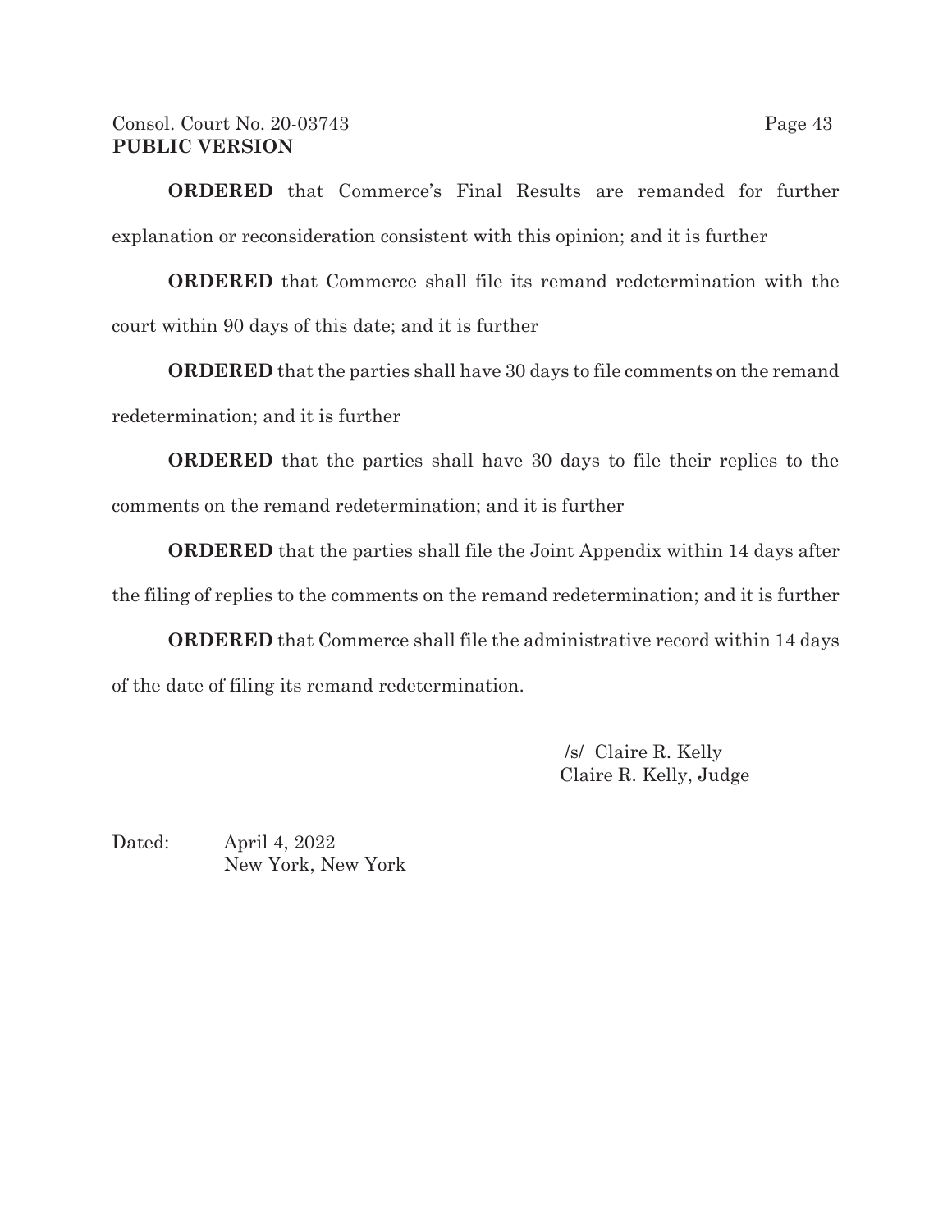**ORDERED** that Commerce's Final Results are remanded for further explanation or reconsideration consistent with this opinion; and it is further

**ORDERED** that Commerce shall file its remand redetermination with the court within 90 days of this date; and it is further

**ORDERED** that the parties shall have 30 days to file comments on the remand redetermination; and it is further

**ORDERED** that the parties shall have 30 days to file their replies to the comments on the remand redetermination; and it is further

**ORDERED** that the parties shall file the Joint Appendix within 14 days after the filing of replies to the comments on the remand redetermination; and it is further

**ORDERED** that Commerce shall file the administrative record within 14 days of the date of filing its remand redetermination.

/s/ Claire R. Kelly
Claire R. Kelly, Judge

Dated: April 4, 2022
New York, New York